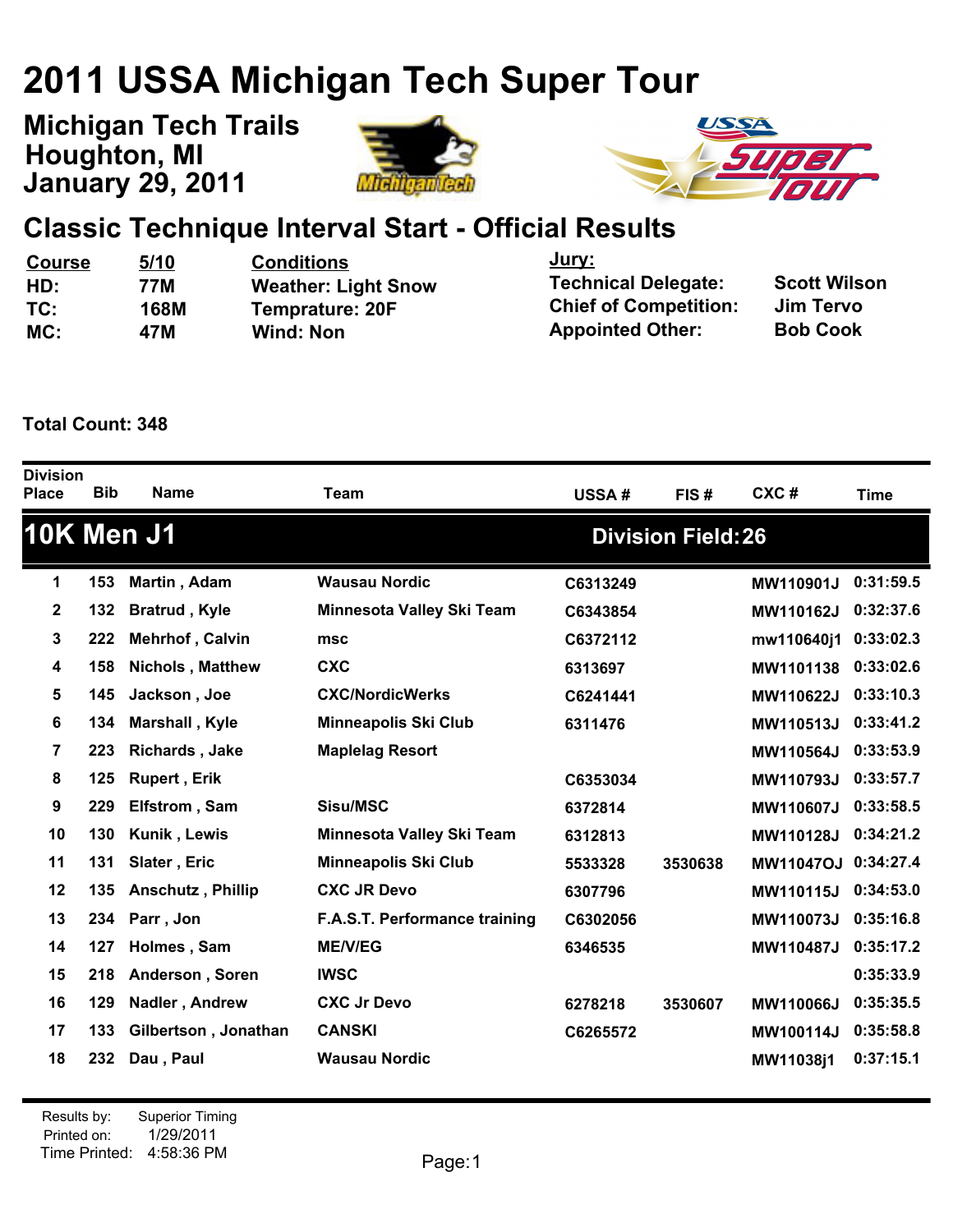# 2011 USSA Michigan Tech Super Tour

## Michigan Tech Trails
## Houghton, MI
## January 29, 2011

## Classic Technique Interval Start - Official Results

| Course | 5/10 | Conditions |
|---|---|---|
| HD: | 77M | Weather: Light Snow |
| TC: | 168M | Temprature: 20F |
| MC: | 47M | Wind: Non |

**Jury:**

| | |
|---|---|
| Technical Delegate: | Scott Wilson |
| Chief of Competition: | Jim Tervo |
| Appointed Other: | Bob Cook |

**Total Count: 348**

### 10K Men J1 — Division Field: 26

| Division Place | Bib | Name | Team | USSA # | FIS # | CXC # | Time |
|---|---|---|---|---|---|---|---|
| 1 | 153 | Martin , Adam | Wausau Nordic | C6313249 | | MW110901J | 0:31:59.5 |
| 2 | 132 | Bratrud , Kyle | Minnesota Valley Ski Team | C6343854 | | MW110162J | 0:32:37.6 |
| 3 | 222 | Mehrhof , Calvin | msc | C6372112 | | mw110640j1 | 0:33:02.3 |
| 4 | 158 | Nichols , Matthew | CXC | 6313697 | | MW1101138 | 0:33:02.6 |
| 5 | 145 | Jackson , Joe | CXC/NordicWerks | C6241441 | | MW110622J | 0:33:10.3 |
| 6 | 134 | Marshall , Kyle | Minneapolis Ski Club | 6311476 | | MW110513J | 0:33:41.2 |
| 7 | 223 | Richards , Jake | Maplelag Resort | | | MW110564J | 0:33:53.9 |
| 8 | 125 | Rupert , Erik | | C6353034 | | MW110793J | 0:33:57.7 |
| 9 | 229 | Elfstrom , Sam | Sisu/MSC | 6372814 | | MW110607J | 0:33:58.5 |
| 10 | 130 | Kunik , Lewis | Minnesota Valley Ski Team | 6312813 | | MW110128J | 0:34:21.2 |
| 11 | 131 | Slater , Eric | Minneapolis Ski Club | 5533328 | 3530638 | MW11047OJ | 0:34:27.4 |
| 12 | 135 | Anschutz , Phillip | CXC JR Devo | 6307796 | | MW110115J | 0:34:53.0 |
| 13 | 234 | Parr , Jon | F.A.S.T. Performance training | C6302056 | | MW110073J | 0:35:16.8 |
| 14 | 127 | Holmes , Sam | ME/V/EG | 6346535 | | MW110487J | 0:35:17.2 |
| 15 | 218 | Anderson , Soren | IWSC | | | | 0:35:33.9 |
| 16 | 129 | Nadler , Andrew | CXC Jr Devo | 6278218 | 3530607 | MW110066J | 0:35:35.5 |
| 17 | 133 | Gilbertson , Jonathan | CANSKI | C6265572 | | MW100114J | 0:35:58.8 |
| 18 | 232 | Dau , Paul | Wausau Nordic | | | MW11038j1 | 0:37:15.1 |

Results by: Superior Timing
Printed on: 1/29/2011
Time Printed: 4:58:36 PM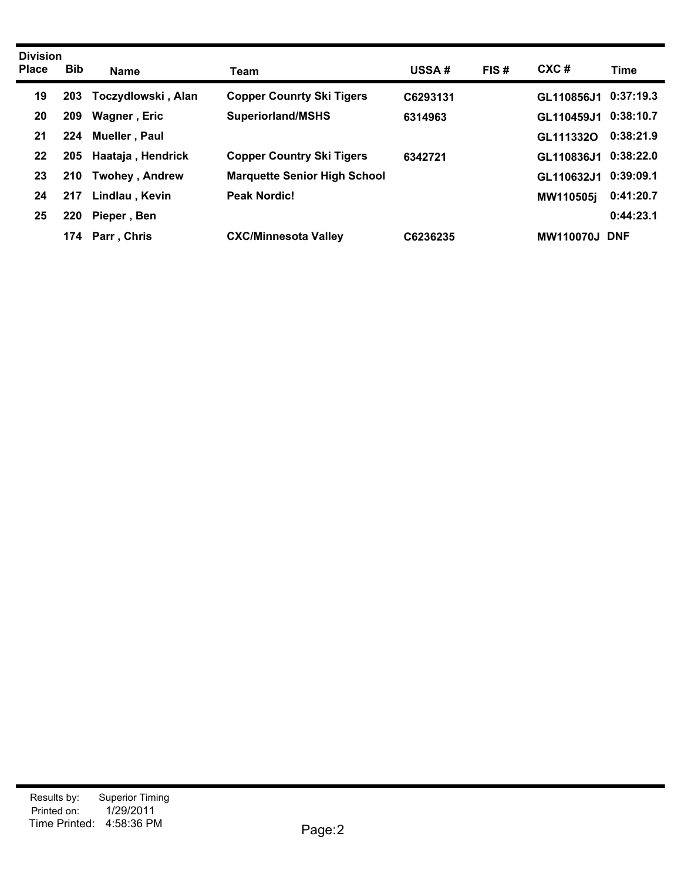| Division Place | Bib | Name | Team | USSA # | FIS # | CXC # | Time |
|---|---|---|---|---|---|---|---|
| 19 | 203 | Toczydlowski , Alan | Copper Counrty Ski Tigers | C6293131 | | GL110856J1 | 0:37:19.3 |
| 20 | 209 | Wagner , Eric | Superiorland/MSHS | 6314963 | | GL110459J1 | 0:38:10.7 |
| 21 | 224 | Mueller , Paul | | | | GL111332O | 0:38:21.9 |
| 22 | 205 | Haataja , Hendrick | Copper Country Ski Tigers | 6342721 | | GL110836J1 | 0:38:22.0 |
| 23 | 210 | Twohey , Andrew | Marquette Senior High School | | | GL110632J1 | 0:39:09.1 |
| 24 | 217 | Lindlau , Kevin | Peak Nordic! | | | MW110505j | 0:41:20.7 |
| 25 | 220 | Pieper , Ben | | | | | 0:44:23.1 |
| | 174 | Parr , Chris | CXC/Minnesota Valley | C6236235 | | MW110070J | DNF |

Results by: Superior Timing
Printed on: 1/29/2011
Time Printed: 4:58:36 PM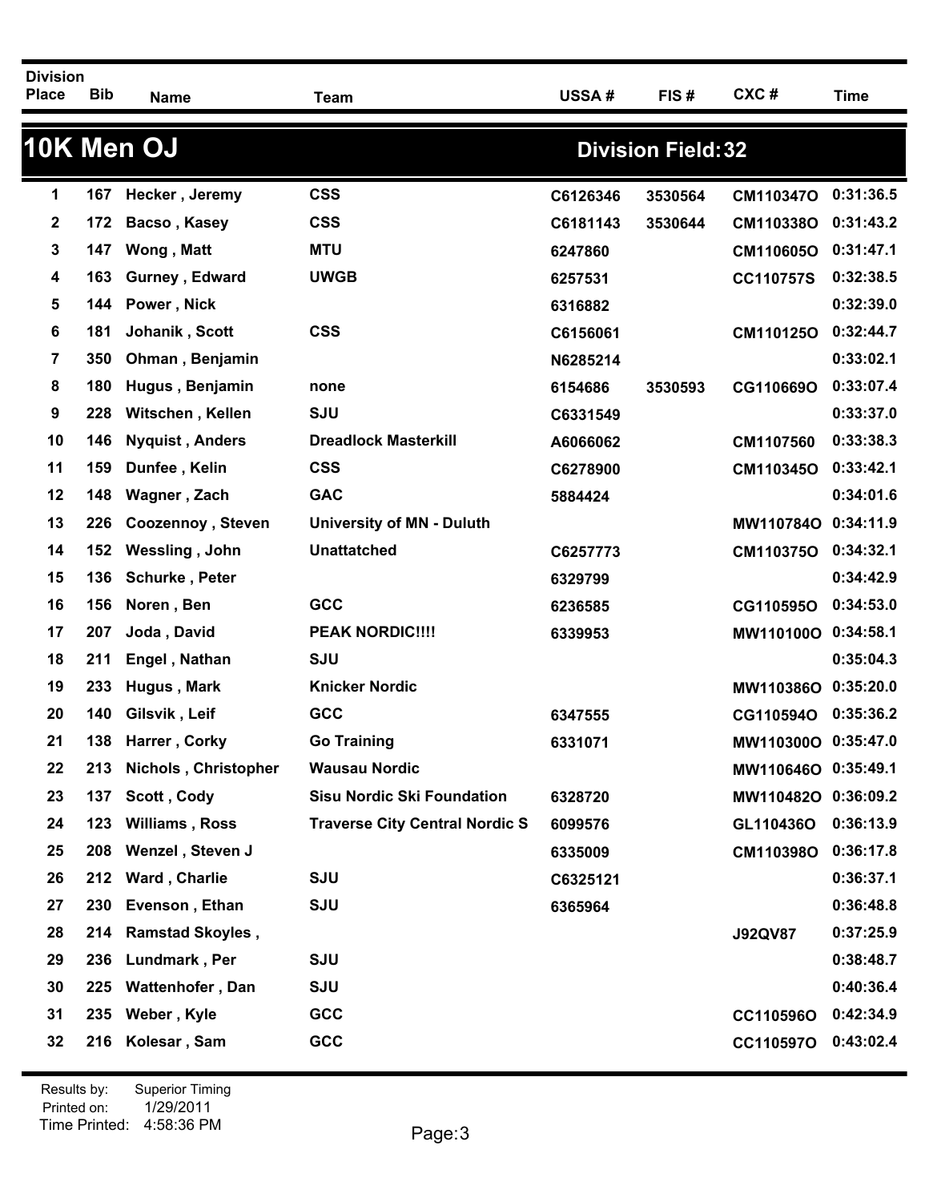| Division Place | Bib | Name | Team | USSA # | FIS # | CXC # | Time |
|---|---|---|---|---|---|---|---|

## 10K Men OJ

**Division Field: 32**

| Division Place | Bib | Name | Team | USSA # | FIS # | CXC # | Time |
|---|---|---|---|---|---|---|---|
| 1 | 167 | Hecker , Jeremy | CSS | C6126346 | 3530564 | CM110347O | 0:31:36.5 |
| 2 | 172 | Bacso , Kasey | CSS | C6181143 | 3530644 | CM110338O | 0:31:43.2 |
| 3 | 147 | Wong , Matt | MTU | 6247860 | | CM110605O | 0:31:47.1 |
| 4 | 163 | Gurney , Edward | UWGB | 6257531 | | CC110757S | 0:32:38.5 |
| 5 | 144 | Power , Nick | | 6316882 | | | 0:32:39.0 |
| 6 | 181 | Johanik , Scott | CSS | C6156061 | | CM110125O | 0:32:44.7 |
| 7 | 350 | Ohman , Benjamin | | N6285214 | | | 0:33:02.1 |
| 8 | 180 | Hugus , Benjamin | none | 6154686 | 3530593 | CG110669O | 0:33:07.4 |
| 9 | 228 | Witschen , Kellen | SJU | C6331549 | | | 0:33:37.0 |
| 10 | 146 | Nyquist , Anders | Dreadlock Masterkill | A6066062 | | CM1107560 | 0:33:38.3 |
| 11 | 159 | Dunfee , Kelin | CSS | C6278900 | | CM110345O | 0:33:42.1 |
| 12 | 148 | Wagner , Zach | GAC | 5884424 | | | 0:34:01.6 |
| 13 | 226 | Coozennoy , Steven | University of MN - Duluth | | | MW110784O | 0:34:11.9 |
| 14 | 152 | Wessling , John | Unattatched | C6257773 | | CM110375O | 0:34:32.1 |
| 15 | 136 | Schurke , Peter | | 6329799 | | | 0:34:42.9 |
| 16 | 156 | Noren , Ben | GCC | 6236585 | | CG110595O | 0:34:53.0 |
| 17 | 207 | Joda , David | PEAK NORDIC!!!! | 6339953 | | MW110100O | 0:34:58.1 |
| 18 | 211 | Engel , Nathan | SJU | | | | 0:35:04.3 |
| 19 | 233 | Hugus , Mark | Knicker Nordic | | | MW110386O | 0:35:20.0 |
| 20 | 140 | Gilsvik , Leif | GCC | 6347555 | | CG110594O | 0:35:36.2 |
| 21 | 138 | Harrer , Corky | Go Training | 6331071 | | MW110300O | 0:35:47.0 |
| 22 | 213 | Nichols , Christopher | Wausau Nordic | | | MW110646O | 0:35:49.1 |
| 23 | 137 | Scott , Cody | Sisu Nordic Ski Foundation | 6328720 | | MW110482O | 0:36:09.2 |
| 24 | 123 | Williams , Ross | Traverse City Central Nordic S | 6099576 | | GL110436O | 0:36:13.9 |
| 25 | 208 | Wenzel , Steven J | | 6335009 | | CM110398O | 0:36:17.8 |
| 26 | 212 | Ward , Charlie | SJU | C6325121 | | | 0:36:37.1 |
| 27 | 230 | Evenson , Ethan | SJU | 6365964 | | | 0:36:48.8 |
| 28 | 214 | Ramstad Skoyles , | | | | J92QV87 | 0:37:25.9 |
| 29 | 236 | Lundmark , Per | SJU | | | | 0:38:48.7 |
| 30 | 225 | Wattenhofer , Dan | SJU | | | | 0:40:36.4 |
| 31 | 235 | Weber , Kyle | GCC | | | CC110596O | 0:42:34.9 |
| 32 | 216 | Kolesar , Sam | GCC | | | CC110597O | 0:43:02.4 |

Results by: Superior Timing
Printed on: 1/29/2011
Time Printed: 4:58:36 PM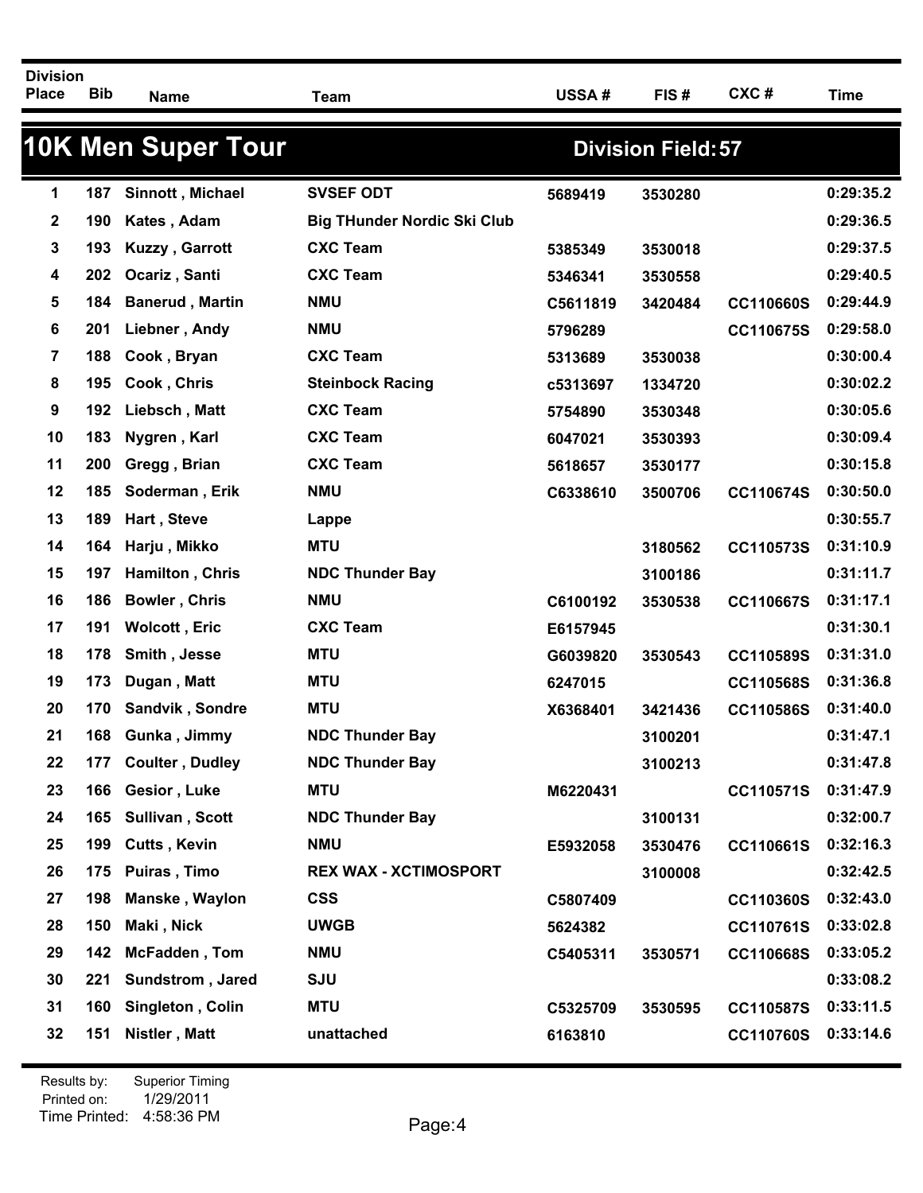## 10K Men Super Tour

**Division Field: 57**

| Division Place | Bib | Name | Team | USSA # | FIS # | CXC # | Time |
|---|---|---|---|---|---|---|---|
| 1 | 187 | Sinnott , Michael | SVSEF ODT | 5689419 | 3530280 | | 0:29:35.2 |
| 2 | 190 | Kates , Adam | Big THunder Nordic Ski Club | | | | 0:29:36.5 |
| 3 | 193 | Kuzzy , Garrott | CXC Team | 5385349 | 3530018 | | 0:29:37.5 |
| 4 | 202 | Ocariz , Santi | CXC Team | 5346341 | 3530558 | | 0:29:40.5 |
| 5 | 184 | Banerud , Martin | NMU | C5611819 | 3420484 | CC110660S | 0:29:44.9 |
| 6 | 201 | Liebner , Andy | NMU | 5796289 | | CC110675S | 0:29:58.0 |
| 7 | 188 | Cook , Bryan | CXC Team | 5313689 | 3530038 | | 0:30:00.4 |
| 8 | 195 | Cook , Chris | Steinbock Racing | c5313697 | 1334720 | | 0:30:02.2 |
| 9 | 192 | Liebsch , Matt | CXC Team | 5754890 | 3530348 | | 0:30:05.6 |
| 10 | 183 | Nygren , Karl | CXC Team | 6047021 | 3530393 | | 0:30:09.4 |
| 11 | 200 | Gregg , Brian | CXC Team | 5618657 | 3530177 | | 0:30:15.8 |
| 12 | 185 | Soderman , Erik | NMU | C6338610 | 3500706 | CC110674S | 0:30:50.0 |
| 13 | 189 | Hart , Steve | Lappe | | | | 0:30:55.7 |
| 14 | 164 | Harju , Mikko | MTU | | 3180562 | CC110573S | 0:31:10.9 |
| 15 | 197 | Hamilton , Chris | NDC Thunder Bay | | 3100186 | | 0:31:11.7 |
| 16 | 186 | Bowler , Chris | NMU | C6100192 | 3530538 | CC110667S | 0:31:17.1 |
| 17 | 191 | Wolcott , Eric | CXC Team | E6157945 | | | 0:31:30.1 |
| 18 | 178 | Smith , Jesse | MTU | G6039820 | 3530543 | CC110589S | 0:31:31.0 |
| 19 | 173 | Dugan , Matt | MTU | 6247015 | | CC110568S | 0:31:36.8 |
| 20 | 170 | Sandvik , Sondre | MTU | X6368401 | 3421436 | CC110586S | 0:31:40.0 |
| 21 | 168 | Gunka , Jimmy | NDC Thunder Bay | | 3100201 | | 0:31:47.1 |
| 22 | 177 | Coulter , Dudley | NDC Thunder Bay | | 3100213 | | 0:31:47.8 |
| 23 | 166 | Gesior , Luke | MTU | M6220431 | | CC110571S | 0:31:47.9 |
| 24 | 165 | Sullivan , Scott | NDC Thunder Bay | | 3100131 | | 0:32:00.7 |
| 25 | 199 | Cutts , Kevin | NMU | E5932058 | 3530476 | CC110661S | 0:32:16.3 |
| 26 | 175 | Puiras , Timo | REX WAX - XCTIMOSPORT | | 3100008 | | 0:32:42.5 |
| 27 | 198 | Manske , Waylon | CSS | C5807409 | | CC110360S | 0:32:43.0 |
| 28 | 150 | Maki , Nick | UWGB | 5624382 | | CC110761S | 0:33:02.8 |
| 29 | 142 | McFadden , Tom | NMU | C5405311 | 3530571 | CC110668S | 0:33:05.2 |
| 30 | 221 | Sundstrom , Jared | SJU | | | | 0:33:08.2 |
| 31 | 160 | Singleton , Colin | MTU | C5325709 | 3530595 | CC110587S | 0:33:11.5 |
| 32 | 151 | Nistler , Matt | unattached | 6163810 | | CC110760S | 0:33:14.6 |

Results by: Superior Timing
Printed on: 1/29/2011
Time Printed: 4:58:36 PM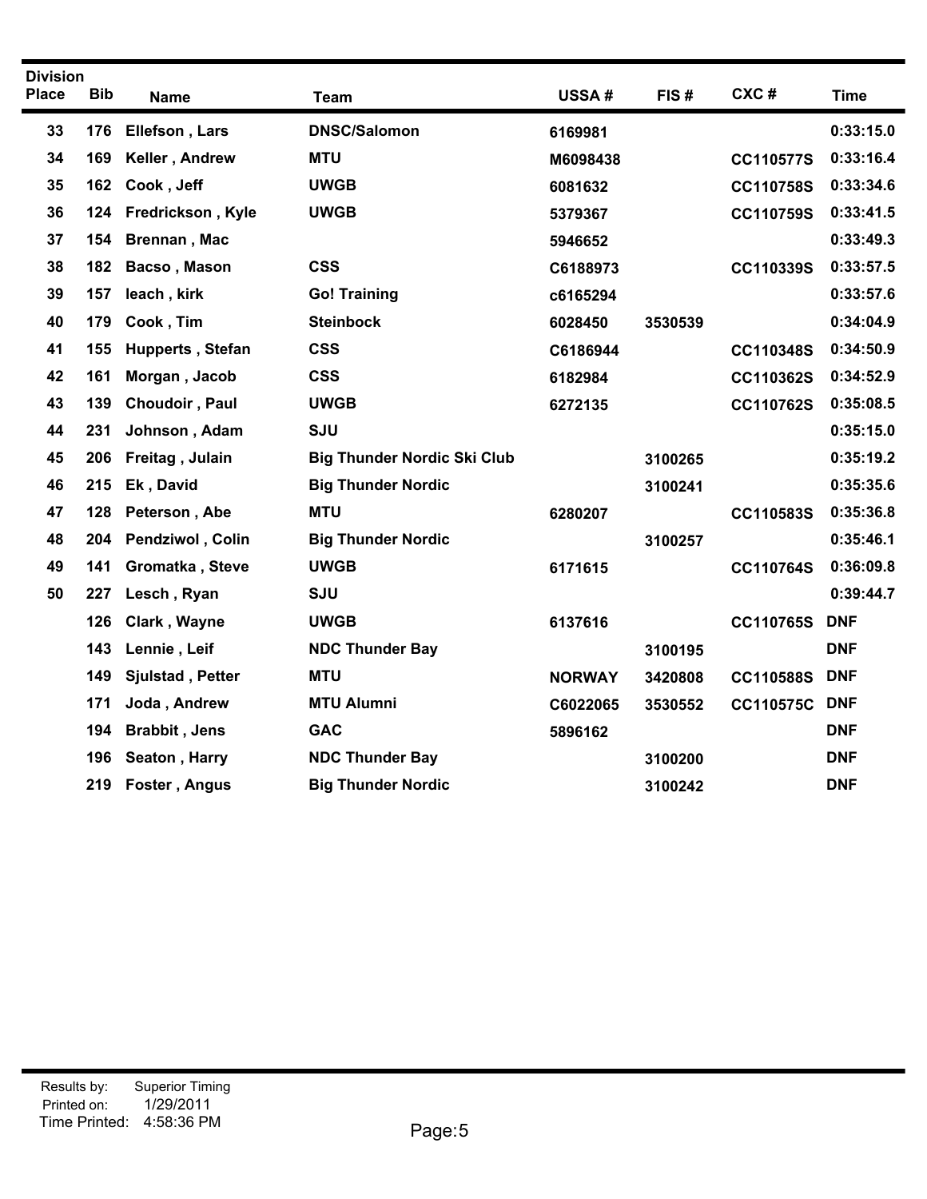| Division Place | Bib | Name | Team | USSA # | FIS # | CXC # | Time |
|---|---|---|---|---|---|---|---|
| 33 | 176 | Ellefson , Lars | DNSC/Salomon | 6169981 | | | 0:33:15.0 |
| 34 | 169 | Keller , Andrew | MTU | M6098438 | | CC110577S | 0:33:16.4 |
| 35 | 162 | Cook , Jeff | UWGB | 6081632 | | CC110758S | 0:33:34.6 |
| 36 | 124 | Fredrickson , Kyle | UWGB | 5379367 | | CC110759S | 0:33:41.5 |
| 37 | 154 | Brennan , Mac | | 5946652 | | | 0:33:49.3 |
| 38 | 182 | Bacso , Mason | CSS | C6188973 | | CC110339S | 0:33:57.5 |
| 39 | 157 | leach , kirk | Go! Training | c6165294 | | | 0:33:57.6 |
| 40 | 179 | Cook , Tim | Steinbock | 6028450 | 3530539 | | 0:34:04.9 |
| 41 | 155 | Hupperts , Stefan | CSS | C6186944 | | CC110348S | 0:34:50.9 |
| 42 | 161 | Morgan , Jacob | CSS | 6182984 | | CC110362S | 0:34:52.9 |
| 43 | 139 | Choudoir , Paul | UWGB | 6272135 | | CC110762S | 0:35:08.5 |
| 44 | 231 | Johnson , Adam | SJU | | | | 0:35:15.0 |
| 45 | 206 | Freitag , Julain | Big Thunder Nordic Ski Club | | 3100265 | | 0:35:19.2 |
| 46 | 215 | Ek , David | Big Thunder Nordic | | 3100241 | | 0:35:35.6 |
| 47 | 128 | Peterson , Abe | MTU | 6280207 | | CC110583S | 0:35:36.8 |
| 48 | 204 | Pendziwol , Colin | Big Thunder Nordic | | 3100257 | | 0:35:46.1 |
| 49 | 141 | Gromatka , Steve | UWGB | 6171615 | | CC110764S | 0:36:09.8 |
| 50 | 227 | Lesch , Ryan | SJU | | | | 0:39:44.7 |
| | 126 | Clark , Wayne | UWGB | 6137616 | | CC110765S | DNF |
| | 143 | Lennie , Leif | NDC Thunder Bay | | 3100195 | | DNF |
| | 149 | Sjulstad , Petter | MTU | NORWAY | 3420808 | CC110588S | DNF |
| | 171 | Joda , Andrew | MTU Alumni | C6022065 | 3530552 | CC110575C | DNF |
| | 194 | Brabbit , Jens | GAC | 5896162 | | | DNF |
| | 196 | Seaton , Harry | NDC Thunder Bay | | 3100200 | | DNF |
| | 219 | Foster , Angus | Big Thunder Nordic | | 3100242 | | DNF |

Results by: Superior Timing
Printed on: 1/29/2011
Time Printed: 4:58:36 PM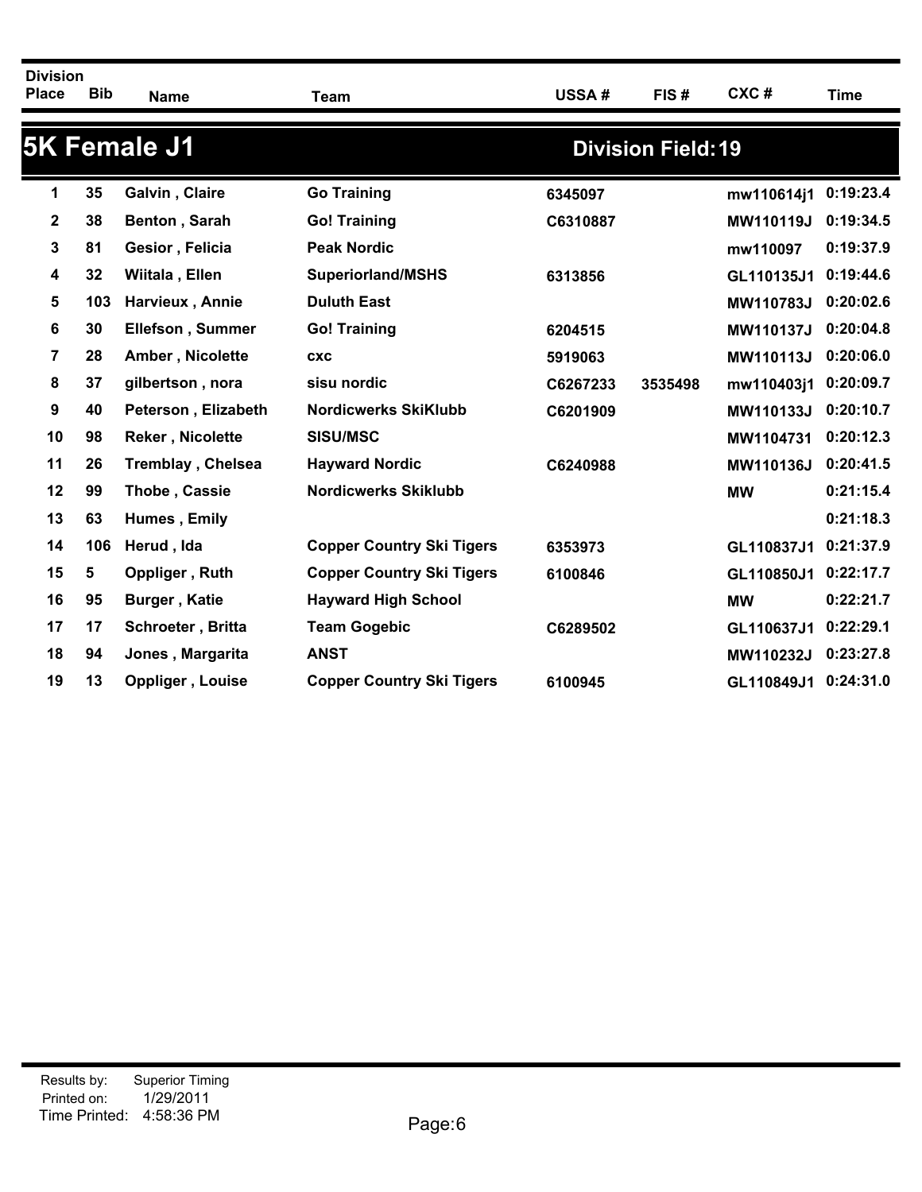## 5K Female J1

**Division Field: 19**

| Division Place | Bib | Name | Team | USSA # | FIS # | CXC # | Time |
|---|---|---|---|---|---|---|---|
| 1 | 35 | Galvin , Claire | Go Training | 6345097 | | mw110614j1 | 0:19:23.4 |
| 2 | 38 | Benton , Sarah | Go! Training | C6310887 | | MW110119J | 0:19:34.5 |
| 3 | 81 | Gesior , Felicia | Peak Nordic | | | mw110097 | 0:19:37.9 |
| 4 | 32 | Wiitala , Ellen | Superiorland/MSHS | 6313856 | | GL110135J1 | 0:19:44.6 |
| 5 | 103 | Harvieux , Annie | Duluth East | | | MW110783J | 0:20:02.6 |
| 6 | 30 | Ellefson , Summer | Go! Training | 6204515 | | MW110137J | 0:20:04.8 |
| 7 | 28 | Amber , Nicolette | cxc | 5919063 | | MW110113J | 0:20:06.0 |
| 8 | 37 | gilbertson , nora | sisu nordic | C6267233 | 3535498 | mw110403j1 | 0:20:09.7 |
| 9 | 40 | Peterson , Elizabeth | Nordicwerks SkiKlubb | C6201909 | | MW110133J | 0:20:10.7 |
| 10 | 98 | Reker , Nicolette | SISU/MSC | | | MW1104731 | 0:20:12.3 |
| 11 | 26 | Tremblay , Chelsea | Hayward Nordic | C6240988 | | MW110136J | 0:20:41.5 |
| 12 | 99 | Thobe , Cassie | Nordicwerks Skiklubb | | | MW | 0:21:15.4 |
| 13 | 63 | Humes , Emily | | | | | 0:21:18.3 |
| 14 | 106 | Herud , Ida | Copper Country Ski Tigers | 6353973 | | GL110837J1 | 0:21:37.9 |
| 15 | 5 | Oppliger , Ruth | Copper Country Ski Tigers | 6100846 | | GL110850J1 | 0:22:17.7 |
| 16 | 95 | Burger , Katie | Hayward High School | | | MW | 0:22:21.7 |
| 17 | 17 | Schroeter , Britta | Team Gogebic | C6289502 | | GL110637J1 | 0:22:29.1 |
| 18 | 94 | Jones , Margarita | ANST | | | MW110232J | 0:23:27.8 |
| 19 | 13 | Oppliger , Louise | Copper Country Ski Tigers | 6100945 | | GL110849J1 | 0:24:31.0 |

Results by: Superior Timing
Printed on: 1/29/2011
Time Printed: 4:58:36 PM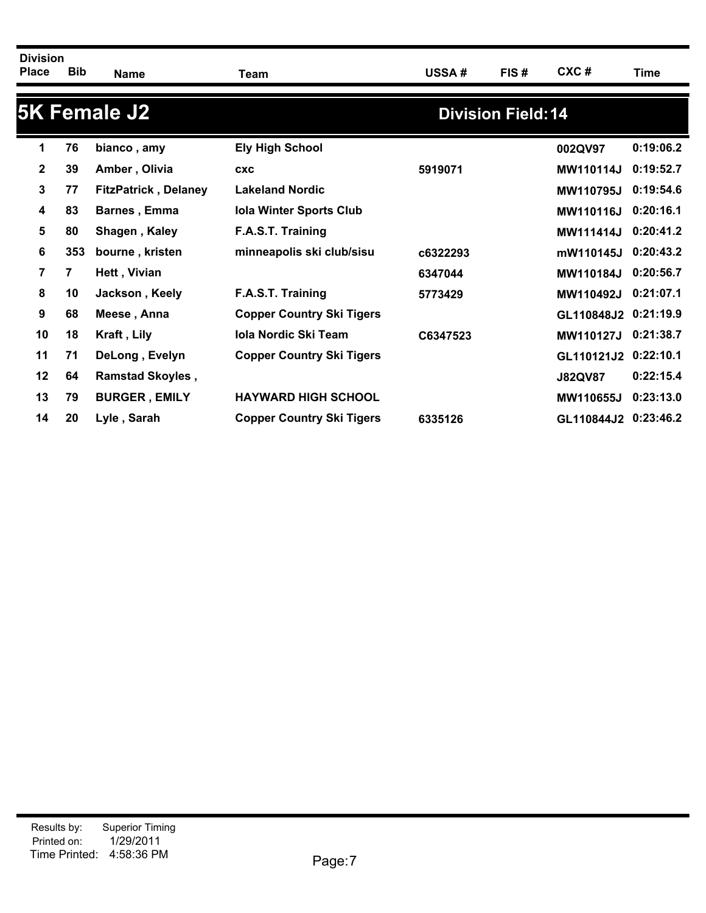## 5K Female J2

**Division Field: 14**

| Division Place | Bib | Name | Team | USSA # | FIS # | CXC # | Time |
|---|---|---|---|---|---|---|---|
| 1 | 76 | bianco , amy | Ely High School | | | 002QV97 | 0:19:06.2 |
| 2 | 39 | Amber , Olivia | cxc | 5919071 | | MW110114J | 0:19:52.7 |
| 3 | 77 | FitzPatrick , Delaney | Lakeland Nordic | | | MW110795J | 0:19:54.6 |
| 4 | 83 | Barnes , Emma | Iola Winter Sports Club | | | MW110116J | 0:20:16.1 |
| 5 | 80 | Shagen , Kaley | F.A.S.T. Training | | | MW111414J | 0:20:41.2 |
| 6 | 353 | bourne , kristen | minneapolis ski club/sisu | c6322293 | | mW110145J | 0:20:43.2 |
| 7 | 7 | Hett , Vivian | | 6347044 | | MW110184J | 0:20:56.7 |
| 8 | 10 | Jackson , Keely | F.A.S.T. Training | 5773429 | | MW110492J | 0:21:07.1 |
| 9 | 68 | Meese , Anna | Copper Country Ski Tigers | | | GL110848J2 | 0:21:19.9 |
| 10 | 18 | Kraft , Lily | Iola Nordic Ski Team | C6347523 | | MW110127J | 0:21:38.7 |
| 11 | 71 | DeLong , Evelyn | Copper Country Ski Tigers | | | GL110121J2 | 0:22:10.1 |
| 12 | 64 | Ramstad Skoyles , | | | | J82QV87 | 0:22:15.4 |
| 13 | 79 | BURGER , EMILY | HAYWARD HIGH SCHOOL | | | MW110655J | 0:23:13.0 |
| 14 | 20 | Lyle , Sarah | Copper Country Ski Tigers | 6335126 | | GL110844J2 | 0:23:46.2 |

Results by: Superior Timing
Printed on: 1/29/2011
Time Printed: 4:58:36 PM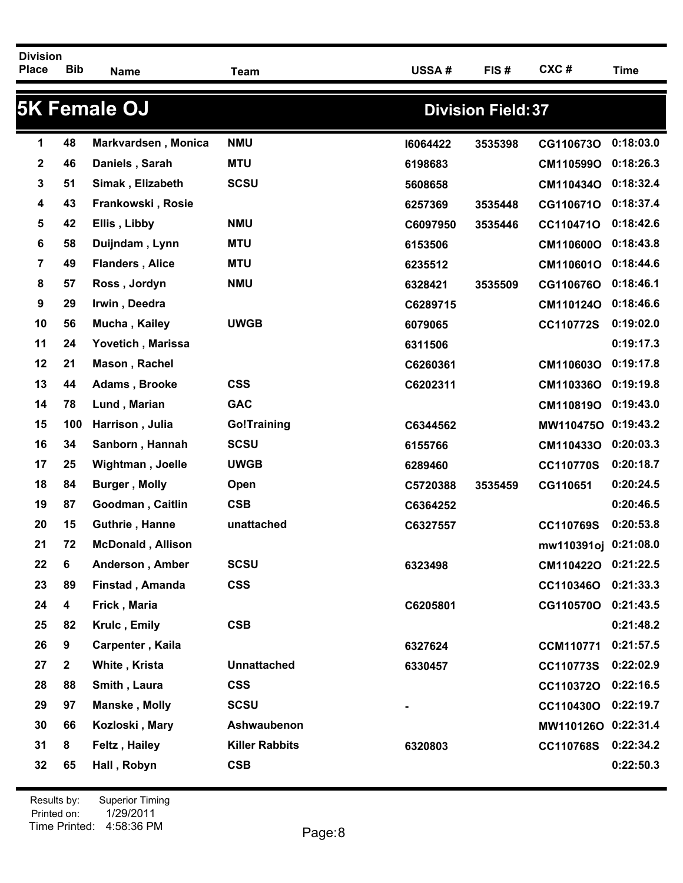| Division Place | Bib | Name | Team | USSA # | FIS # | CXC # | Time |
|---|---|---|---|---|---|---|---|

## 5K Female OJ

**Division Field: 37**

| Division Place | Bib | Name | Team | USSA # | FIS # | CXC # | Time |
|---|---|---|---|---|---|---|---|
| 1 | 48 | Markvardsen , Monica | NMU | I6064422 | 3535398 | CG110673O | 0:18:03.0 |
| 2 | 46 | Daniels , Sarah | MTU | 6198683 | | CM110599O | 0:18:26.3 |
| 3 | 51 | Simak , Elizabeth | SCSU | 5608658 | | CM110434O | 0:18:32.4 |
| 4 | 43 | Frankowski , Rosie | | 6257369 | 3535448 | CG110671O | 0:18:37.4 |
| 5 | 42 | Ellis , Libby | NMU | C6097950 | 3535446 | CC110471O | 0:18:42.6 |
| 6 | 58 | Duijndam , Lynn | MTU | 6153506 | | CM110600O | 0:18:43.8 |
| 7 | 49 | Flanders , Alice | MTU | 6235512 | | CM110601O | 0:18:44.6 |
| 8 | 57 | Ross , Jordyn | NMU | 6328421 | 3535509 | CG110676O | 0:18:46.1 |
| 9 | 29 | Irwin , Deedra | | C6289715 | | CM110124O | 0:18:46.6 |
| 10 | 56 | Mucha , Kailey | UWGB | 6079065 | | CC110772S | 0:19:02.0 |
| 11 | 24 | Yovetich , Marissa | | 6311506 | | | 0:19:17.3 |
| 12 | 21 | Mason , Rachel | | C6260361 | | CM110603O | 0:19:17.8 |
| 13 | 44 | Adams , Brooke | CSS | C6202311 | | CM110336O | 0:19:19.8 |
| 14 | 78 | Lund , Marian | GAC | | | CM110819O | 0:19:43.0 |
| 15 | 100 | Harrison , Julia | Go!Training | C6344562 | | MW110475O | 0:19:43.2 |
| 16 | 34 | Sanborn , Hannah | SCSU | 6155766 | | CM110433O | 0:20:03.3 |
| 17 | 25 | Wightman , Joelle | UWGB | 6289460 | | CC110770S | 0:20:18.7 |
| 18 | 84 | Burger , Molly | Open | C5720388 | 3535459 | CG110651 | 0:20:24.5 |
| 19 | 87 | Goodman , Caitlin | CSB | C6364252 | | | 0:20:46.5 |
| 20 | 15 | Guthrie , Hanne | unattached | C6327557 | | CC110769S | 0:20:53.8 |
| 21 | 72 | McDonald , Allison | | | | mw110391oj | 0:21:08.0 |
| 22 | 6 | Anderson , Amber | SCSU | 6323498 | | CM110422O | 0:21:22.5 |
| 23 | 89 | Finstad , Amanda | CSS | | | CC110346O | 0:21:33.3 |
| 24 | 4 | Frick , Maria | | C6205801 | | CG110570O | 0:21:43.5 |
| 25 | 82 | Krulc , Emily | CSB | | | | 0:21:48.2 |
| 26 | 9 | Carpenter , Kaila | | 6327624 | | CCM110771 | 0:21:57.5 |
| 27 | 2 | White , Krista | Unnattached | 6330457 | | CC110773S | 0:22:02.9 |
| 28 | 88 | Smith , Laura | CSS | | | CC110372O | 0:22:16.5 |
| 29 | 97 | Manske , Molly | SCSU | - | | CC110430O | 0:22:19.7 |
| 30 | 66 | Kozloski , Mary | Ashwaubenon | | | MW110126O | 0:22:31.4 |
| 31 | 8 | Feltz , Hailey | Killer Rabbits | 6320803 | | CC110768S | 0:22:34.2 |
| 32 | 65 | Hall , Robyn | CSB | | | | 0:22:50.3 |

Results by: Superior Timing
Printed on: 1/29/2011
Time Printed: 4:58:36 PM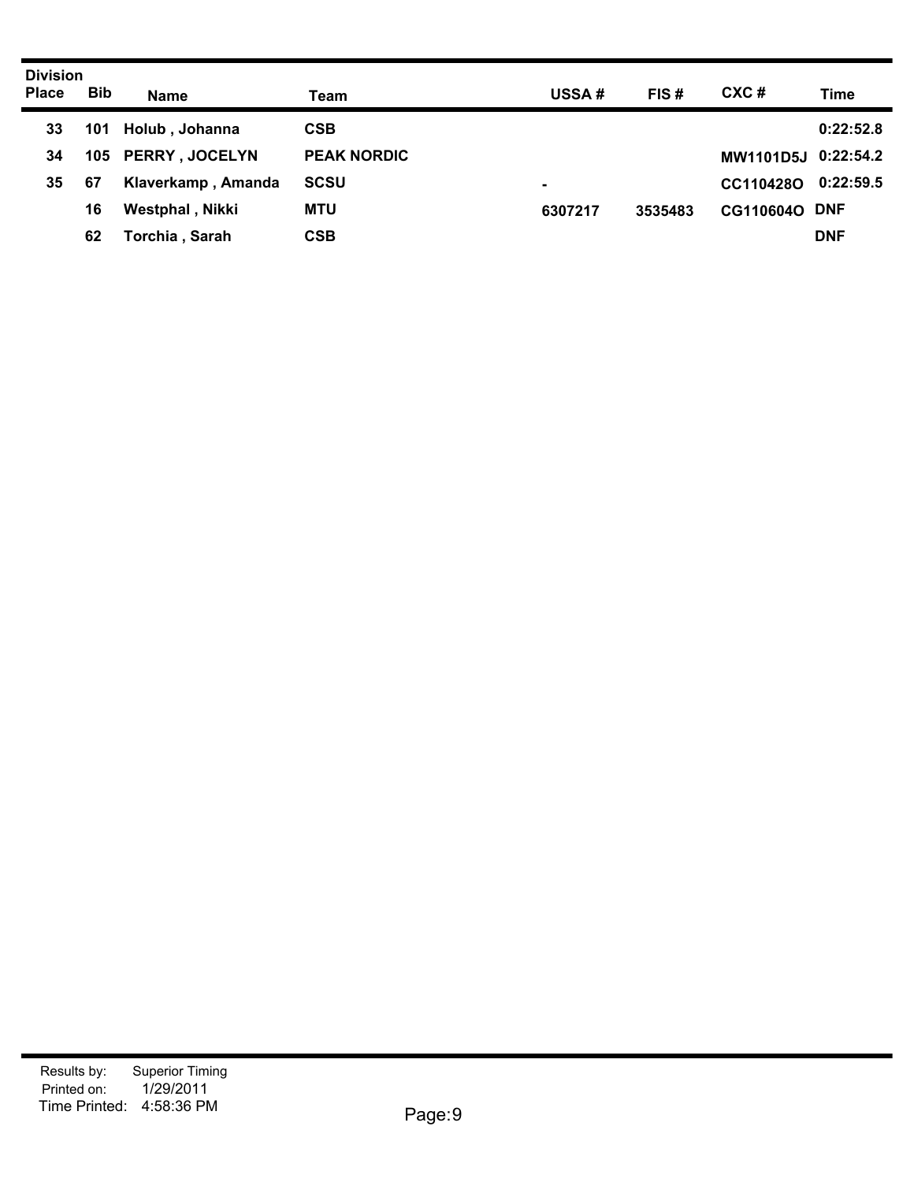| Division Place | Bib | Name | Team | USSA # | FIS # | CXC # | Time |
|---|---|---|---|---|---|---|---|
| 33 | 101 | Holub , Johanna | CSB | | | | 0:22:52.8 |
| 34 | 105 | PERRY , JOCELYN | PEAK NORDIC | | | MW1101D5J | 0:22:54.2 |
| 35 | 67 | Klaverkamp , Amanda | SCSU | - | | CC110428O | 0:22:59.5 |
| | 16 | Westphal , Nikki | MTU | 6307217 | 3535483 | CG110604O | DNF |
| | 62 | Torchia , Sarah | CSB | | | | DNF |

Results by: Superior Timing
Printed on: 1/29/2011
Time Printed: 4:58:36 PM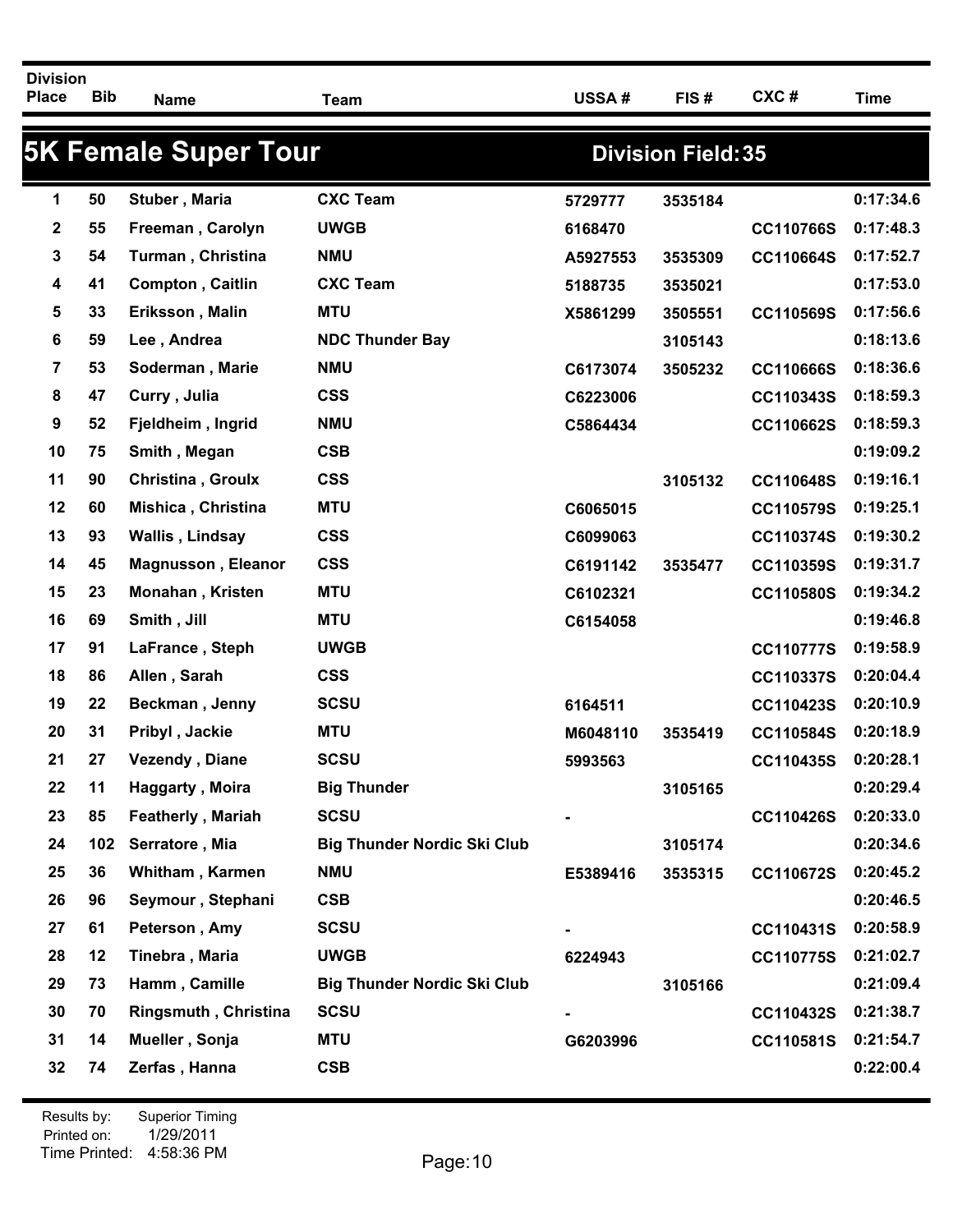| Division Place | Bib | Name | Team | USSA # | FIS # | CXC # | Time |
|---|---|---|---|---|---|---|---|

## 5K Female Super Tour — Division Field: 35

| Division Place | Bib | Name | Team | USSA # | FIS # | CXC # | Time |
|---|---|---|---|---|---|---|---|
| 1 | 50 | Stuber , Maria | CXC Team | 5729777 | 3535184 | | 0:17:34.6 |
| 2 | 55 | Freeman , Carolyn | UWGB | 6168470 | | CC110766S | 0:17:48.3 |
| 3 | 54 | Turman , Christina | NMU | A5927553 | 3535309 | CC110664S | 0:17:52.7 |
| 4 | 41 | Compton , Caitlin | CXC Team | 5188735 | 3535021 | | 0:17:53.0 |
| 5 | 33 | Eriksson , Malin | MTU | X5861299 | 3505551 | CC110569S | 0:17:56.6 |
| 6 | 59 | Lee , Andrea | NDC Thunder Bay | | 3105143 | | 0:18:13.6 |
| 7 | 53 | Soderman , Marie | NMU | C6173074 | 3505232 | CC110666S | 0:18:36.6 |
| 8 | 47 | Curry , Julia | CSS | C6223006 | | CC110343S | 0:18:59.3 |
| 9 | 52 | Fjeldheim , Ingrid | NMU | C5864434 | | CC110662S | 0:18:59.3 |
| 10 | 75 | Smith , Megan | CSB | | | | 0:19:09.2 |
| 11 | 90 | Christina , Groulx | CSS | | 3105132 | CC110648S | 0:19:16.1 |
| 12 | 60 | Mishica , Christina | MTU | C6065015 | | CC110579S | 0:19:25.1 |
| 13 | 93 | Wallis , Lindsay | CSS | C6099063 | | CC110374S | 0:19:30.2 |
| 14 | 45 | Magnusson , Eleanor | CSS | C6191142 | 3535477 | CC110359S | 0:19:31.7 |
| 15 | 23 | Monahan , Kristen | MTU | C6102321 | | CC110580S | 0:19:34.2 |
| 16 | 69 | Smith , Jill | MTU | C6154058 | | | 0:19:46.8 |
| 17 | 91 | LaFrance , Steph | UWGB | | | CC110777S | 0:19:58.9 |
| 18 | 86 | Allen , Sarah | CSS | | | CC110337S | 0:20:04.4 |
| 19 | 22 | Beckman , Jenny | SCSU | 6164511 | | CC110423S | 0:20:10.9 |
| 20 | 31 | Pribyl , Jackie | MTU | M6048110 | 3535419 | CC110584S | 0:20:18.9 |
| 21 | 27 | Vezendy , Diane | SCSU | 5993563 | | CC110435S | 0:20:28.1 |
| 22 | 11 | Haggarty , Moira | Big Thunder | | 3105165 | | 0:20:29.4 |
| 23 | 85 | Featherly , Mariah | SCSU | - | | CC110426S | 0:20:33.0 |
| 24 | 102 | Serratore , Mia | Big Thunder Nordic Ski Club | | 3105174 | | 0:20:34.6 |
| 25 | 36 | Whitham , Karmen | NMU | E5389416 | 3535315 | CC110672S | 0:20:45.2 |
| 26 | 96 | Seymour , Stephani | CSB | | | | 0:20:46.5 |
| 27 | 61 | Peterson , Amy | SCSU | - | | CC110431S | 0:20:58.9 |
| 28 | 12 | Tinebra , Maria | UWGB | 6224943 | | CC110775S | 0:21:02.7 |
| 29 | 73 | Hamm , Camille | Big Thunder Nordic Ski Club | | 3105166 | | 0:21:09.4 |
| 30 | 70 | Ringsmuth , Christina | SCSU | - | | CC110432S | 0:21:38.7 |
| 31 | 14 | Mueller , Sonja | MTU | G6203996 | | CC110581S | 0:21:54.7 |
| 32 | 74 | Zerfas , Hanna | CSB | | | | 0:22:00.4 |

Results by: Superior Timing
Printed on: 1/29/2011
Time Printed: 4:58:36 PM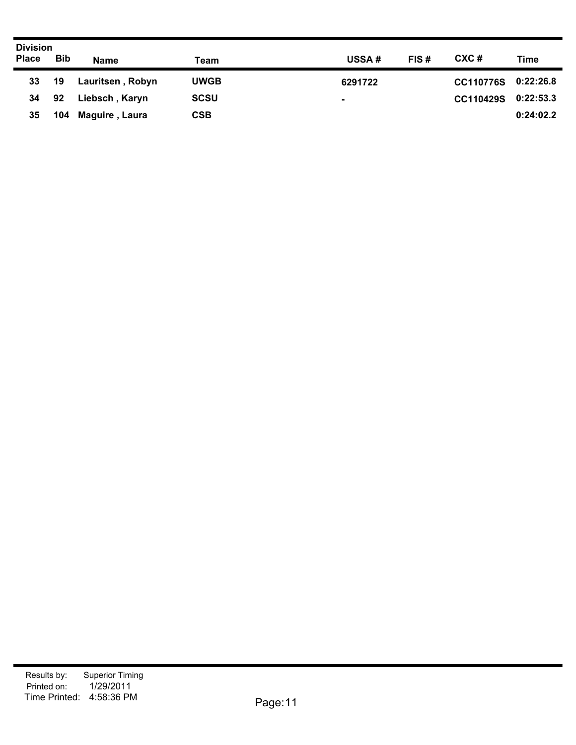| Division Place | Bib | Name | Team | USSA # | FIS # | CXC # | Time |
|---|---|---|---|---|---|---|---|
| 33 | 19 | Lauritsen , Robyn | UWGB | 6291722 | | CC110776S | 0:22:26.8 |
| 34 | 92 | Liebsch , Karyn | SCSU | - | | CC110429S | 0:22:53.3 |
| 35 | 104 | Maguire , Laura | CSB | | | | 0:24:02.2 |

Results by: Superior Timing
Printed on: 1/29/2011
Time Printed: 4:58:36 PM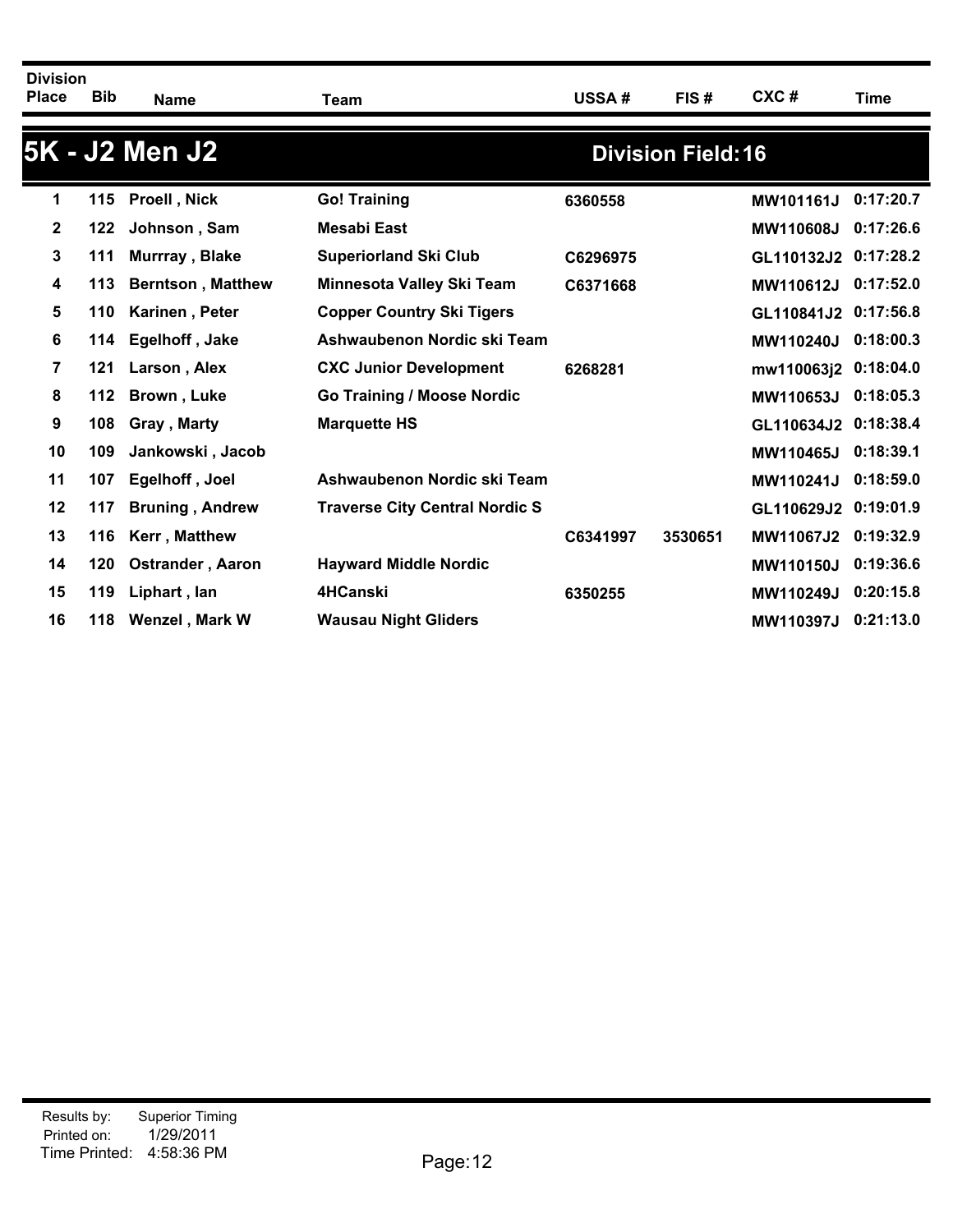## 5K - J2 Men J2

**Division Field: 16**

| Division Place | Bib | Name | Team | USSA # | FIS # | CXC # | Time |
|---|---|---|---|---|---|---|---|
| 1 | 115 | Proell , Nick | Go! Training | 6360558 | | MW101161J | 0:17:20.7 |
| 2 | 122 | Johnson , Sam | Mesabi East | | | MW110608J | 0:17:26.6 |
| 3 | 111 | Murrray , Blake | Superiorland Ski Club | C6296975 | | GL110132J2 | 0:17:28.2 |
| 4 | 113 | Berntson , Matthew | Minnesota Valley Ski Team | C6371668 | | MW110612J | 0:17:52.0 |
| 5 | 110 | Karinen , Peter | Copper Country Ski Tigers | | | GL110841J2 | 0:17:56.8 |
| 6 | 114 | Egelhoff , Jake | Ashwaubenon Nordic ski Team | | | MW110240J | 0:18:00.3 |
| 7 | 121 | Larson , Alex | CXC Junior Development | 6268281 | | mw110063j2 | 0:18:04.0 |
| 8 | 112 | Brown , Luke | Go Training / Moose Nordic | | | MW110653J | 0:18:05.3 |
| 9 | 108 | Gray , Marty | Marquette HS | | | GL110634J2 | 0:18:38.4 |
| 10 | 109 | Jankowski , Jacob | | | | MW110465J | 0:18:39.1 |
| 11 | 107 | Egelhoff , Joel | Ashwaubenon Nordic ski Team | | | MW110241J | 0:18:59.0 |
| 12 | 117 | Bruning , Andrew | Traverse City Central Nordic S | | | GL110629J2 | 0:19:01.9 |
| 13 | 116 | Kerr , Matthew | | C6341997 | 3530651 | MW11067J2 | 0:19:32.9 |
| 14 | 120 | Ostrander , Aaron | Hayward Middle Nordic | | | MW110150J | 0:19:36.6 |
| 15 | 119 | Liphart , Ian | 4HCanski | 6350255 | | MW110249J | 0:20:15.8 |
| 16 | 118 | Wenzel , Mark W | Wausau Night Gliders | | | MW110397J | 0:21:13.0 |

Results by: Superior Timing
Printed on: 1/29/2011
Time Printed: 4:58:36 PM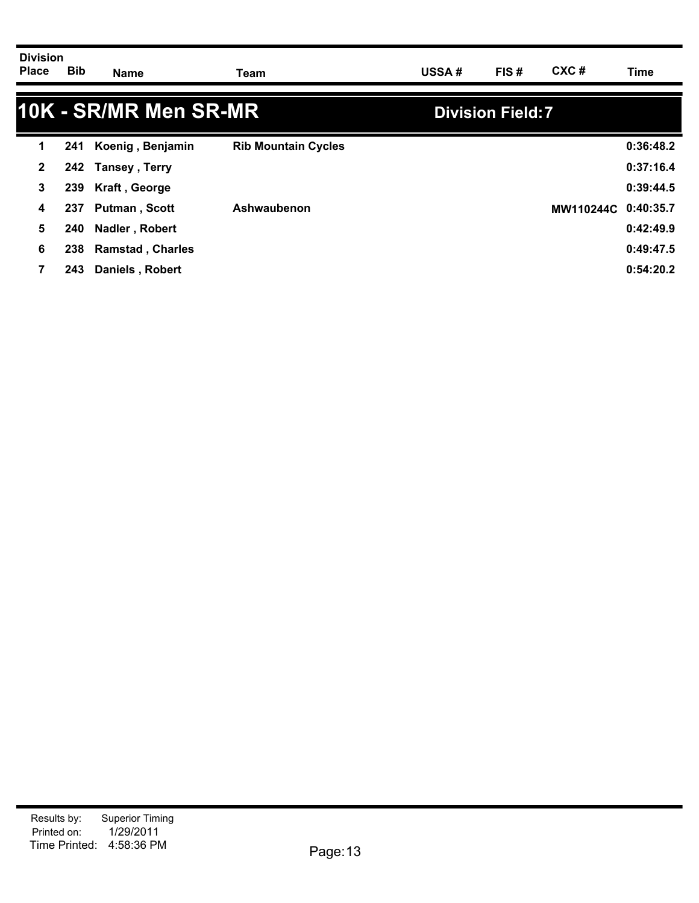## 10K - SR/MR Men SR-MR

**Division Field: 7**

| Division Place | Bib | Name | Team | USSA # | FIS # | CXC # | Time |
|---|---|---|---|---|---|---|---|
| 1 | 241 | Koenig , Benjamin | Rib Mountain Cycles | | | | 0:36:48.2 |
| 2 | 242 | Tansey , Terry | | | | | 0:37:16.4 |
| 3 | 239 | Kraft , George | | | | | 0:39:44.5 |
| 4 | 237 | Putman , Scott | Ashwaubenon | | | MW110244C | 0:40:35.7 |
| 5 | 240 | Nadler , Robert | | | | | 0:42:49.9 |
| 6 | 238 | Ramstad , Charles | | | | | 0:49:47.5 |
| 7 | 243 | Daniels , Robert | | | | | 0:54:20.2 |

Results by: Superior Timing
Printed on: 1/29/2011
Time Printed: 4:58:36 PM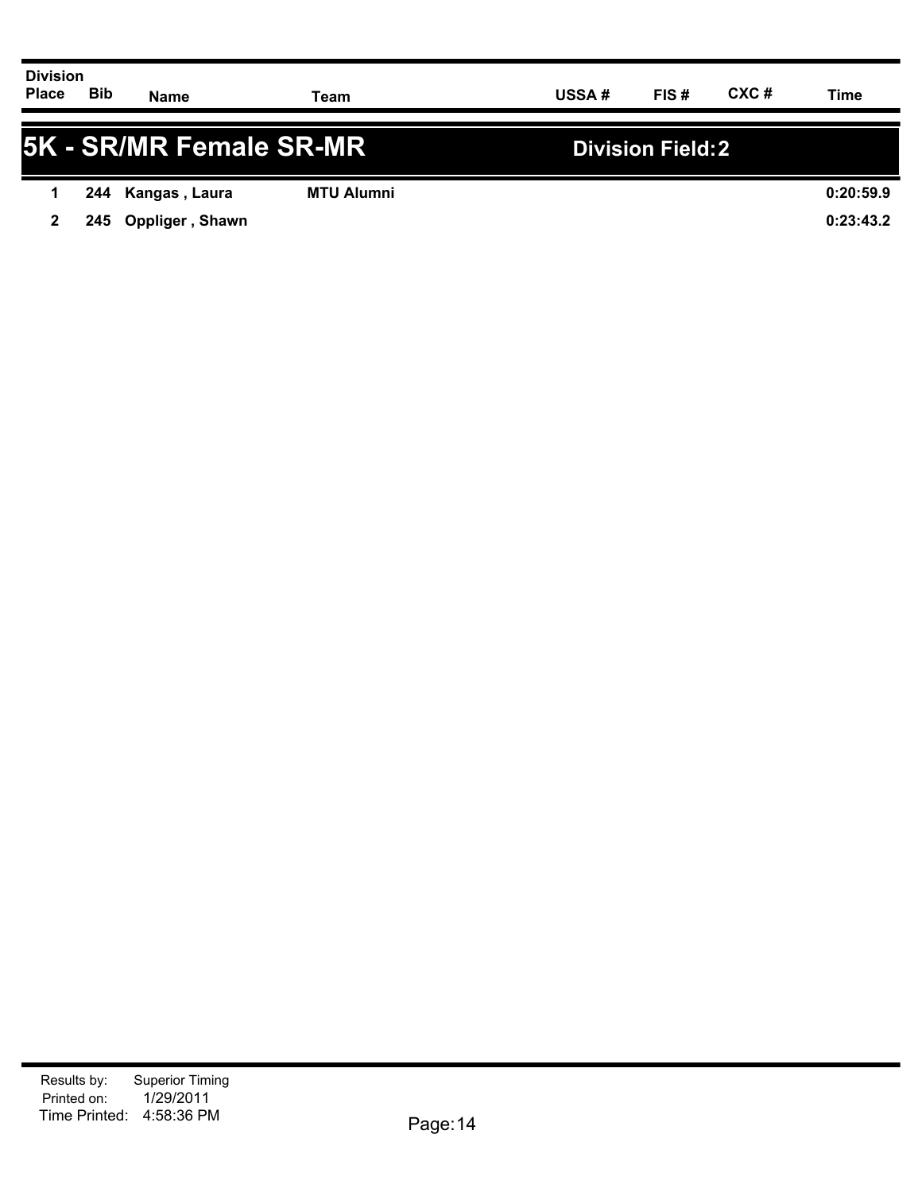| Division Place | Bib | Name | Team | USSA # | FIS # | CXC # | Time |
|---|---|---|---|---|---|---|---|

## 5K - SR/MR Female SR-MR

**Division Field: 2**

| Division Place | Bib | Name | Team | USSA # | FIS # | CXC # | Time |
|---|---|---|---|---|---|---|---|
| 1 | 244 | Kangas , Laura | MTU Alumni | | | | 0:20:59.9 |
| 2 | 245 | Oppliger , Shawn | | | | | 0:23:43.2 |

Results by: Superior Timing
Printed on: 1/29/2011
Time Printed: 4:58:36 PM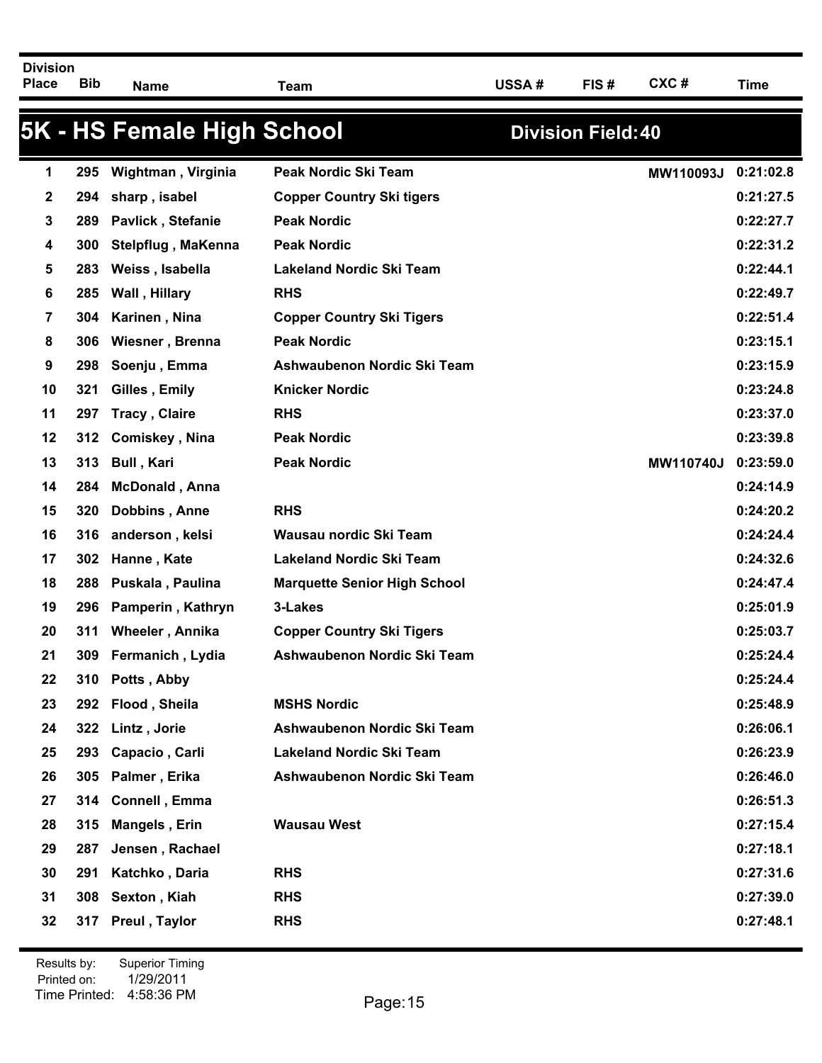## 5K - HS Female High School

**Division Field: 40**

| Division Place | Bib | Name | Team | USSA # | FIS # | CXC # | Time |
|---|---|---|---|---|---|---|---|
| 1 | 295 | Wightman , Virginia | Peak Nordic Ski Team | | | MW110093J | 0:21:02.8 |
| 2 | 294 | sharp , isabel | Copper Country Ski tigers | | | | 0:21:27.5 |
| 3 | 289 | Pavlick , Stefanie | Peak Nordic | | | | 0:22:27.7 |
| 4 | 300 | Stelpflug , MaKenna | Peak Nordic | | | | 0:22:31.2 |
| 5 | 283 | Weiss , Isabella | Lakeland Nordic Ski Team | | | | 0:22:44.1 |
| 6 | 285 | Wall , Hillary | RHS | | | | 0:22:49.7 |
| 7 | 304 | Karinen , Nina | Copper Country Ski Tigers | | | | 0:22:51.4 |
| 8 | 306 | Wiesner , Brenna | Peak Nordic | | | | 0:23:15.1 |
| 9 | 298 | Soenju , Emma | Ashwaubenon Nordic Ski Team | | | | 0:23:15.9 |
| 10 | 321 | Gilles , Emily | Knicker Nordic | | | | 0:23:24.8 |
| 11 | 297 | Tracy , Claire | RHS | | | | 0:23:37.0 |
| 12 | 312 | Comiskey , Nina | Peak Nordic | | | | 0:23:39.8 |
| 13 | 313 | Bull , Kari | Peak Nordic | | | MW110740J | 0:23:59.0 |
| 14 | 284 | McDonald , Anna | | | | | 0:24:14.9 |
| 15 | 320 | Dobbins , Anne | RHS | | | | 0:24:20.2 |
| 16 | 316 | anderson , kelsi | Wausau nordic Ski Team | | | | 0:24:24.4 |
| 17 | 302 | Hanne , Kate | Lakeland Nordic Ski Team | | | | 0:24:32.6 |
| 18 | 288 | Puskala , Paulina | Marquette Senior High School | | | | 0:24:47.4 |
| 19 | 296 | Pamperin , Kathryn | 3-Lakes | | | | 0:25:01.9 |
| 20 | 311 | Wheeler , Annika | Copper Country Ski Tigers | | | | 0:25:03.7 |
| 21 | 309 | Fermanich , Lydia | Ashwaubenon Nordic Ski Team | | | | 0:25:24.4 |
| 22 | 310 | Potts , Abby | | | | | 0:25:24.4 |
| 23 | 292 | Flood , Sheila | MSHS Nordic | | | | 0:25:48.9 |
| 24 | 322 | Lintz , Jorie | Ashwaubenon Nordic Ski Team | | | | 0:26:06.1 |
| 25 | 293 | Capacio , Carli | Lakeland Nordic Ski Team | | | | 0:26:23.9 |
| 26 | 305 | Palmer , Erika | Ashwaubenon Nordic Ski Team | | | | 0:26:46.0 |
| 27 | 314 | Connell , Emma | | | | | 0:26:51.3 |
| 28 | 315 | Mangels , Erin | Wausau West | | | | 0:27:15.4 |
| 29 | 287 | Jensen , Rachael | | | | | 0:27:18.1 |
| 30 | 291 | Katchko , Daria | RHS | | | | 0:27:31.6 |
| 31 | 308 | Sexton , Kiah | RHS | | | | 0:27:39.0 |
| 32 | 317 | Preul , Taylor | RHS | | | | 0:27:48.1 |

Results by: Superior Timing
Printed on: 1/29/2011
Time Printed: 4:58:36 PM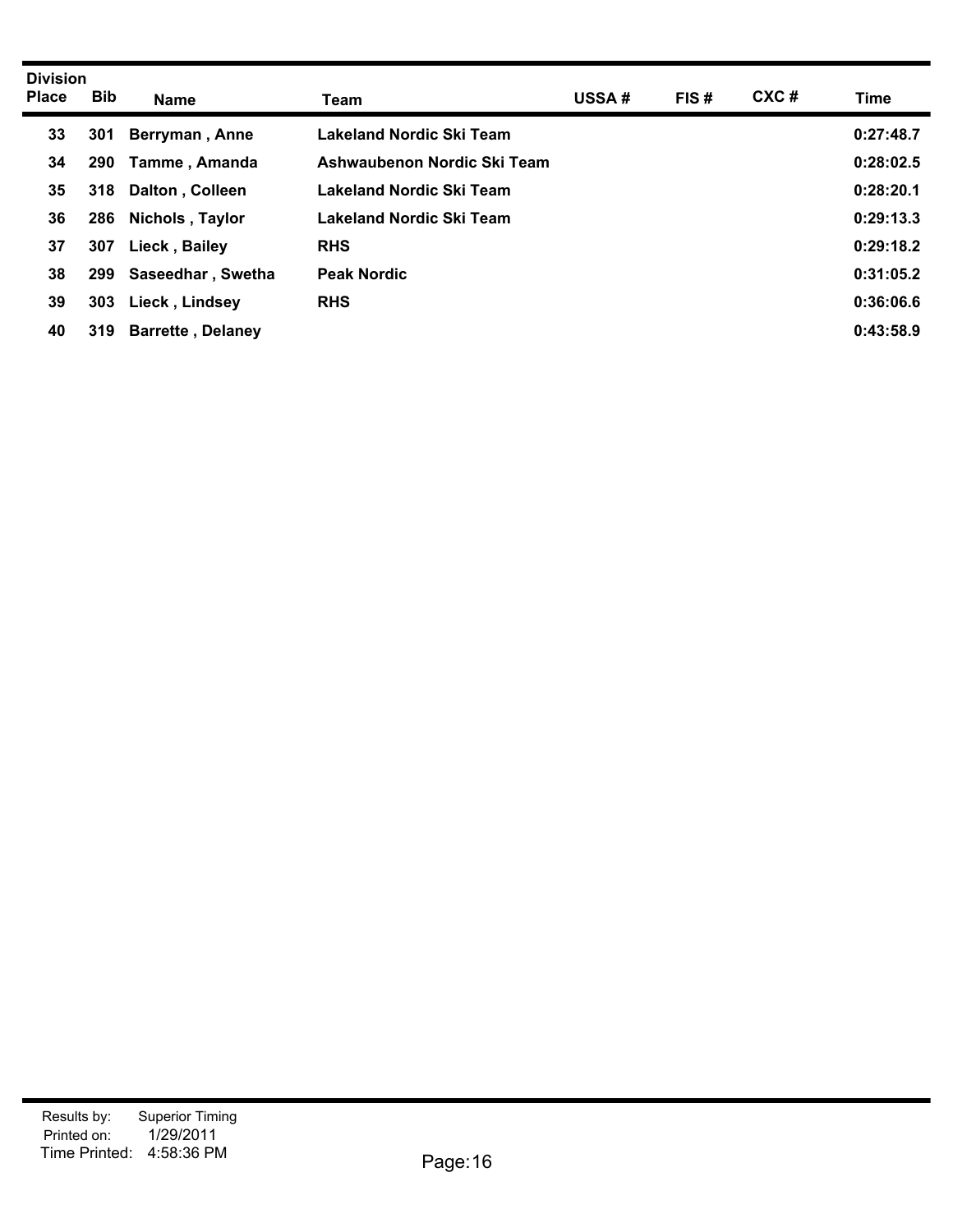| Division Place | Bib | Name | Team | USSA # | FIS # | CXC # | Time |
|---|---|---|---|---|---|---|---|
| 33 | 301 | Berryman , Anne | Lakeland Nordic Ski Team | | | | 0:27:48.7 |
| 34 | 290 | Tamme , Amanda | Ashwaubenon Nordic Ski Team | | | | 0:28:02.5 |
| 35 | 318 | Dalton , Colleen | Lakeland Nordic Ski Team | | | | 0:28:20.1 |
| 36 | 286 | Nichols , Taylor | Lakeland Nordic Ski Team | | | | 0:29:13.3 |
| 37 | 307 | Lieck , Bailey | RHS | | | | 0:29:18.2 |
| 38 | 299 | Saseedhar , Swetha | Peak Nordic | | | | 0:31:05.2 |
| 39 | 303 | Lieck , Lindsey | RHS | | | | 0:36:06.6 |
| 40 | 319 | Barrette , Delaney | | | | | 0:43:58.9 |

Results by: Superior Timing
Printed on: 1/29/2011
Time Printed: 4:58:36 PM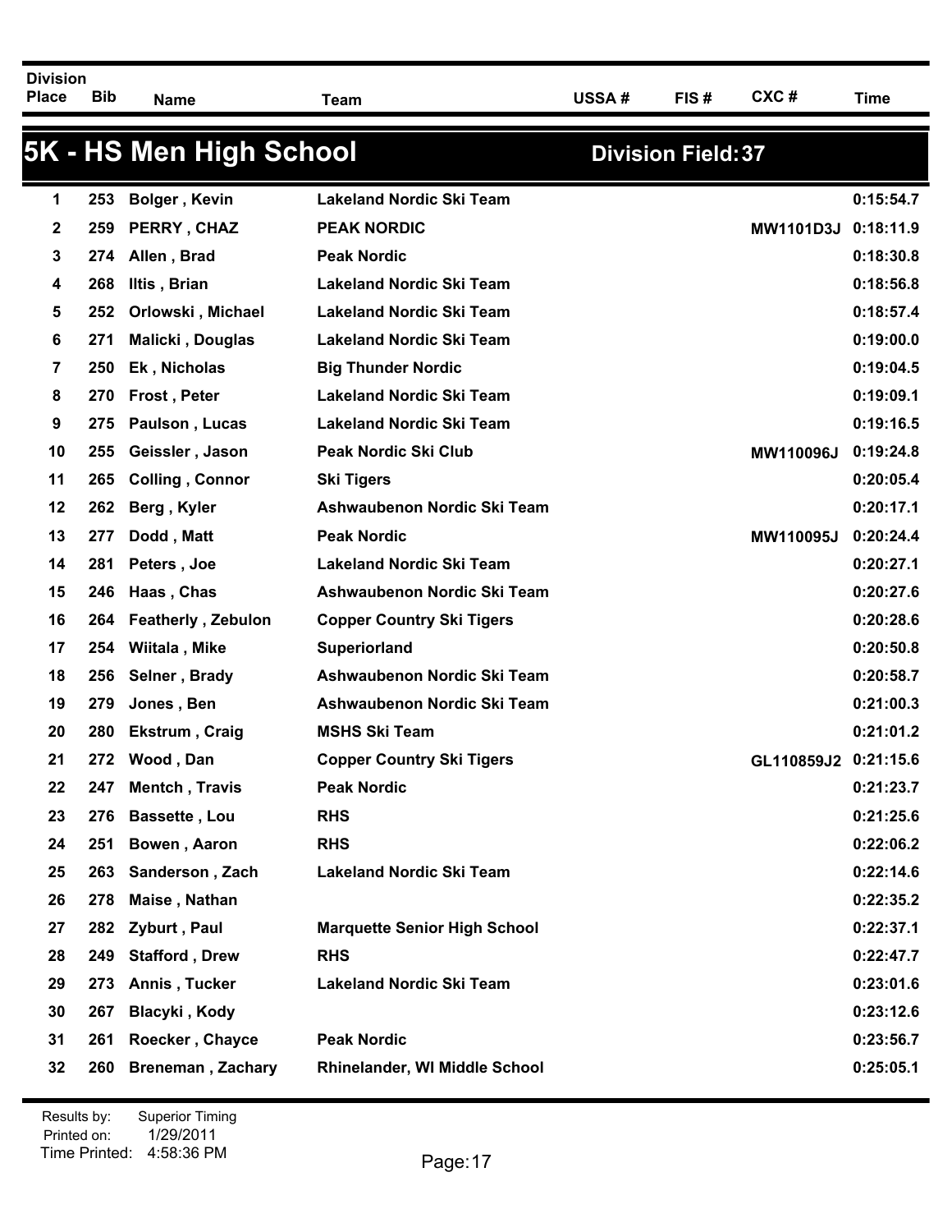## 5K - HS Men High School

**Division Field: 37**

| Division Place | Bib | Name | Team | USSA # | FIS # | CXC # | Time |
|---|---|---|---|---|---|---|---|
| 1 | 253 | Bolger , Kevin | Lakeland Nordic Ski Team | | | | 0:15:54.7 |
| 2 | 259 | PERRY , CHAZ | PEAK NORDIC | | | MW1101D3J | 0:18:11.9 |
| 3 | 274 | Allen , Brad | Peak Nordic | | | | 0:18:30.8 |
| 4 | 268 | Iltis , Brian | Lakeland Nordic Ski Team | | | | 0:18:56.8 |
| 5 | 252 | Orlowski , Michael | Lakeland Nordic Ski Team | | | | 0:18:57.4 |
| 6 | 271 | Malicki , Douglas | Lakeland Nordic Ski Team | | | | 0:19:00.0 |
| 7 | 250 | Ek , Nicholas | Big Thunder Nordic | | | | 0:19:04.5 |
| 8 | 270 | Frost , Peter | Lakeland Nordic Ski Team | | | | 0:19:09.1 |
| 9 | 275 | Paulson , Lucas | Lakeland Nordic Ski Team | | | | 0:19:16.5 |
| 10 | 255 | Geissler , Jason | Peak Nordic Ski Club | | | MW110096J | 0:19:24.8 |
| 11 | 265 | Colling , Connor | Ski Tigers | | | | 0:20:05.4 |
| 12 | 262 | Berg , Kyler | Ashwaubenon Nordic Ski Team | | | | 0:20:17.1 |
| 13 | 277 | Dodd , Matt | Peak Nordic | | | MW110095J | 0:20:24.4 |
| 14 | 281 | Peters , Joe | Lakeland Nordic Ski Team | | | | 0:20:27.1 |
| 15 | 246 | Haas , Chas | Ashwaubenon Nordic Ski Team | | | | 0:20:27.6 |
| 16 | 264 | Featherly , Zebulon | Copper Country Ski Tigers | | | | 0:20:28.6 |
| 17 | 254 | Wiitala , Mike | Superiorland | | | | 0:20:50.8 |
| 18 | 256 | Selner , Brady | Ashwaubenon Nordic Ski Team | | | | 0:20:58.7 |
| 19 | 279 | Jones , Ben | Ashwaubenon Nordic Ski Team | | | | 0:21:00.3 |
| 20 | 280 | Ekstrum , Craig | MSHS Ski Team | | | | 0:21:01.2 |
| 21 | 272 | Wood , Dan | Copper Country Ski Tigers | | | GL110859J2 | 0:21:15.6 |
| 22 | 247 | Mentch , Travis | Peak Nordic | | | | 0:21:23.7 |
| 23 | 276 | Bassette , Lou | RHS | | | | 0:21:25.6 |
| 24 | 251 | Bowen , Aaron | RHS | | | | 0:22:06.2 |
| 25 | 263 | Sanderson , Zach | Lakeland Nordic Ski Team | | | | 0:22:14.6 |
| 26 | 278 | Maise , Nathan | | | | | 0:22:35.2 |
| 27 | 282 | Zyburt , Paul | Marquette Senior High School | | | | 0:22:37.1 |
| 28 | 249 | Stafford , Drew | RHS | | | | 0:22:47.7 |
| 29 | 273 | Annis , Tucker | Lakeland Nordic Ski Team | | | | 0:23:01.6 |
| 30 | 267 | Blacyki , Kody | | | | | 0:23:12.6 |
| 31 | 261 | Roecker , Chayce | Peak Nordic | | | | 0:23:56.7 |
| 32 | 260 | Breneman , Zachary | Rhinelander, WI Middle School | | | | 0:25:05.1 |

Results by: Superior Timing
Printed on: 1/29/2011
Time Printed: 4:58:36 PM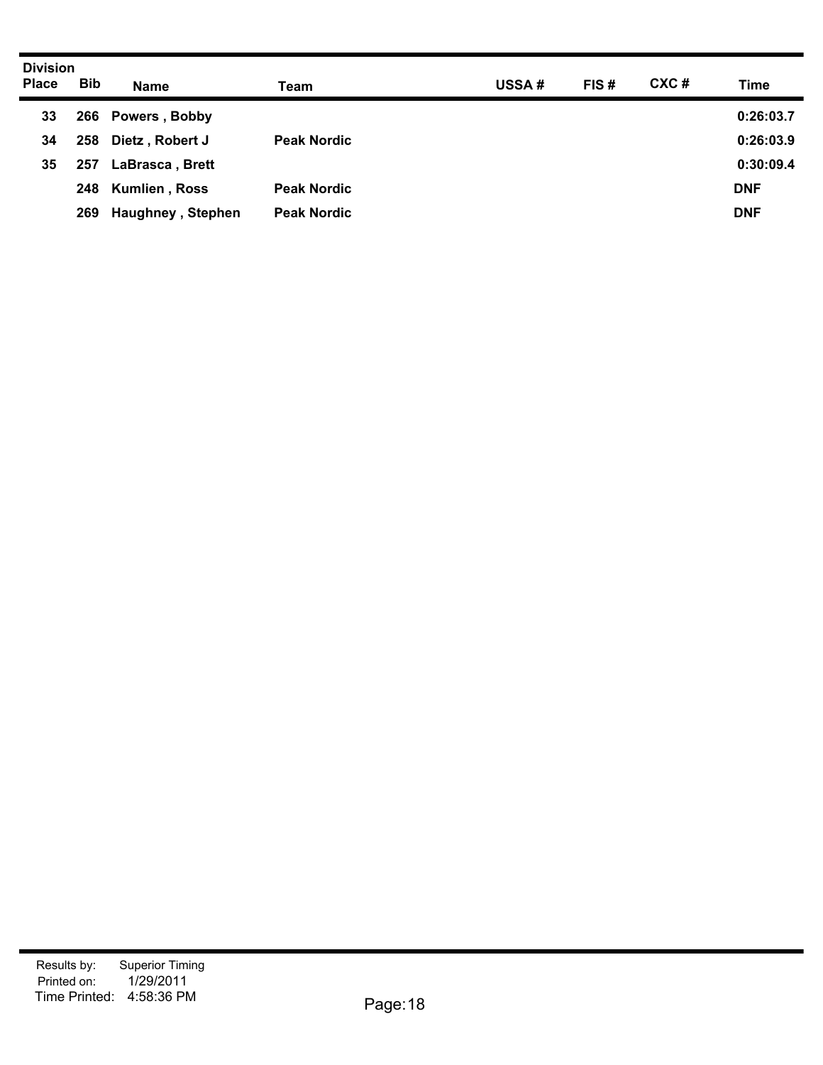| Division Place | Bib | Name | Team | USSA # | FIS # | CXC # | Time |
|---|---|---|---|---|---|---|---|
| 33 | 266 | Powers , Bobby | | | | | 0:26:03.7 |
| 34 | 258 | Dietz , Robert J | Peak Nordic | | | | 0:26:03.9 |
| 35 | 257 | LaBrasca , Brett | | | | | 0:30:09.4 |
| | 248 | Kumlien , Ross | Peak Nordic | | | | DNF |
| | 269 | Haughney , Stephen | Peak Nordic | | | | DNF |

Results by: Superior Timing
Printed on: 1/29/2011
Time Printed: 4:58:36 PM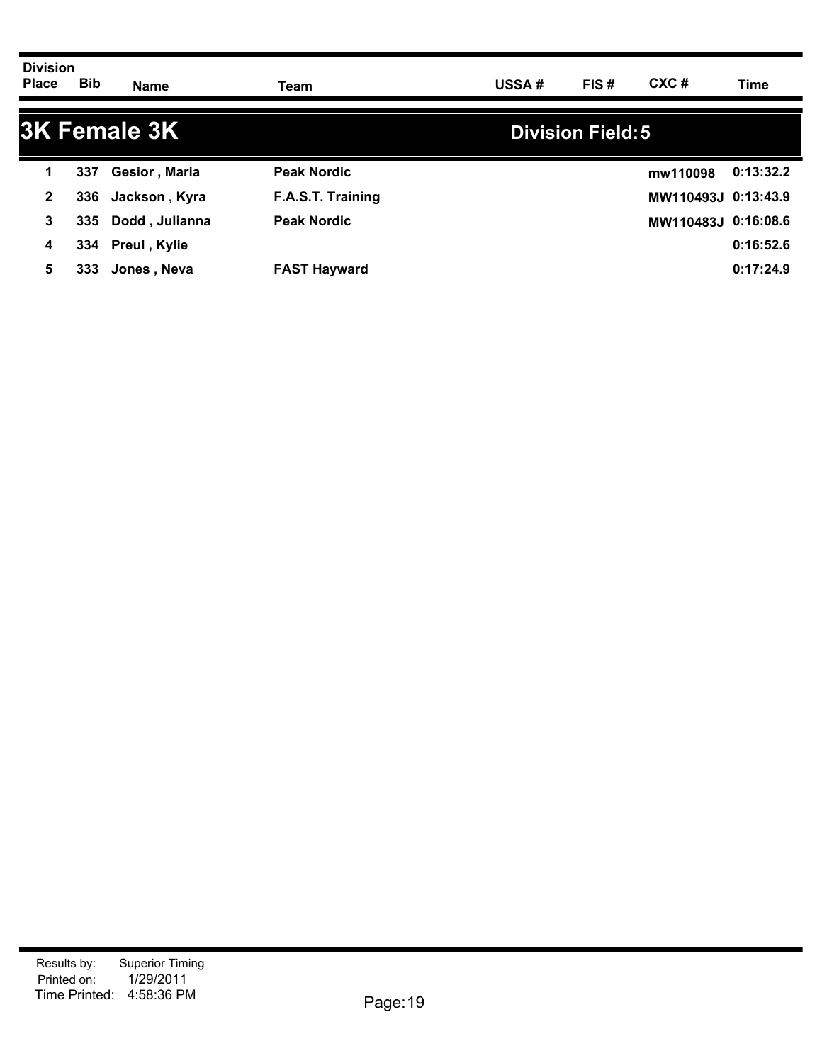| Division Place | Bib | Name | Team | USSA # | FIS # | CXC # | Time |
|---|---|---|---|---|---|---|---|

## 3K Female 3K

**Division Field: 5**

| Division Place | Bib | Name | Team | USSA # | FIS # | CXC # | Time |
|---|---|---|---|---|---|---|---|
| 1 | 337 | Gesior , Maria | Peak Nordic | | | mw110098 | 0:13:32.2 |
| 2 | 336 | Jackson , Kyra | F.A.S.T. Training | | | MW110493J | 0:13:43.9 |
| 3 | 335 | Dodd , Julianna | Peak Nordic | | | MW110483J | 0:16:08.6 |
| 4 | 334 | Preul , Kylie | | | | | 0:16:52.6 |
| 5 | 333 | Jones , Neva | FAST Hayward | | | | 0:17:24.9 |

Results by: Superior Timing
Printed on: 1/29/2011
Time Printed: 4:58:36 PM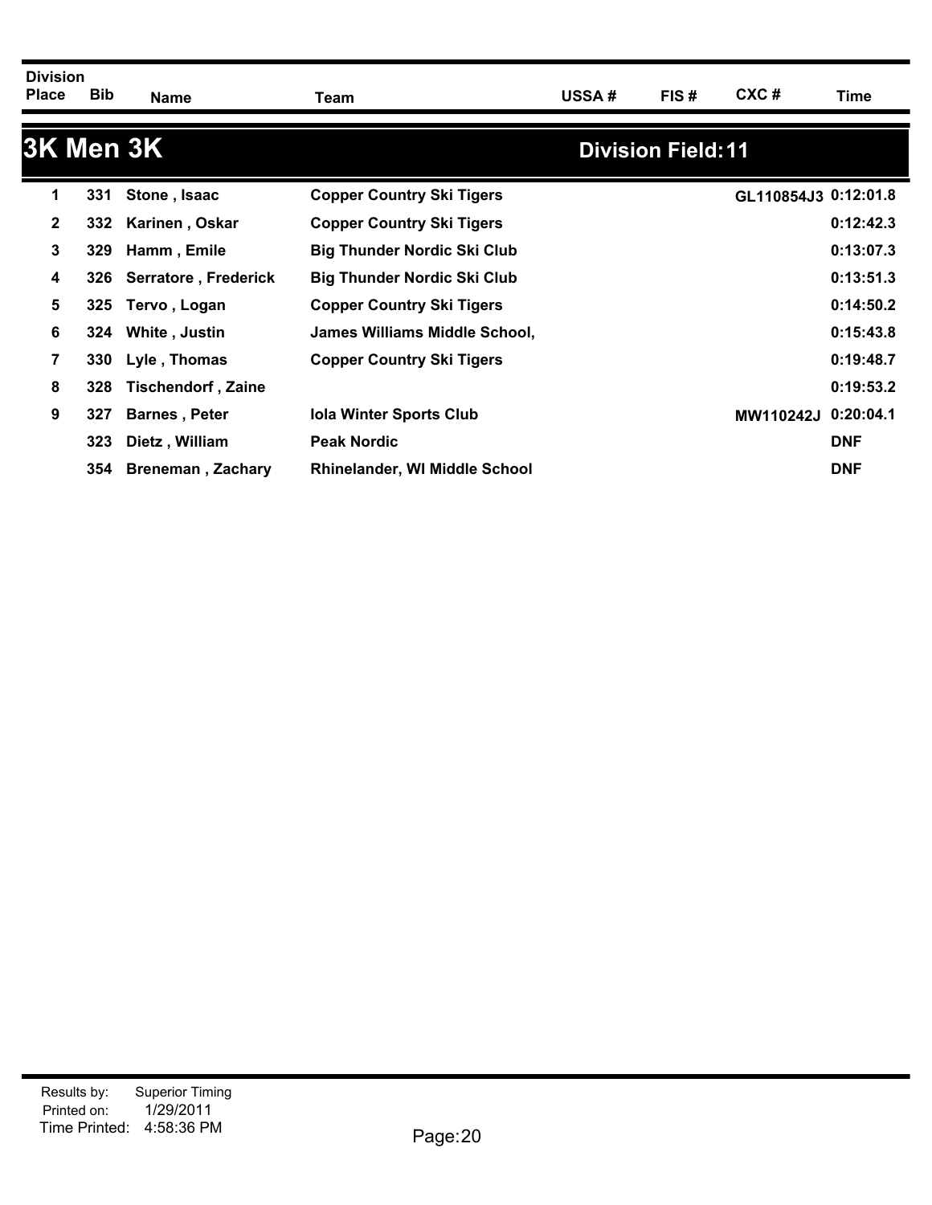| Division Place | Bib | Name | Team | USSA # | FIS # | CXC # | Time |
|---|---|---|---|---|---|---|---|

## 3K Men 3K

**Division Field: 11**

| Division Place | Bib | Name | Team | USSA # | FIS # | CXC # | Time |
|---|---|---|---|---|---|---|---|
| 1 | 331 | Stone , Isaac | Copper Country Ski Tigers | | | GL110854J3 | 0:12:01.8 |
| 2 | 332 | Karinen , Oskar | Copper Country Ski Tigers | | | | 0:12:42.3 |
| 3 | 329 | Hamm , Emile | Big Thunder Nordic Ski Club | | | | 0:13:07.3 |
| 4 | 326 | Serratore , Frederick | Big Thunder Nordic Ski Club | | | | 0:13:51.3 |
| 5 | 325 | Tervo , Logan | Copper Country Ski Tigers | | | | 0:14:50.2 |
| 6 | 324 | White , Justin | James Williams Middle School, | | | | 0:15:43.8 |
| 7 | 330 | Lyle , Thomas | Copper Country Ski Tigers | | | | 0:19:48.7 |
| 8 | 328 | Tischendorf , Zaine | | | | | 0:19:53.2 |
| 9 | 327 | Barnes , Peter | Iola Winter Sports Club | | | MW110242J | 0:20:04.1 |
| | 323 | Dietz , William | Peak Nordic | | | | DNF |
| | 354 | Breneman , Zachary | Rhinelander, WI Middle School | | | | DNF |

Results by: Superior Timing
Printed on: 1/29/2011
Time Printed: 4:58:36 PM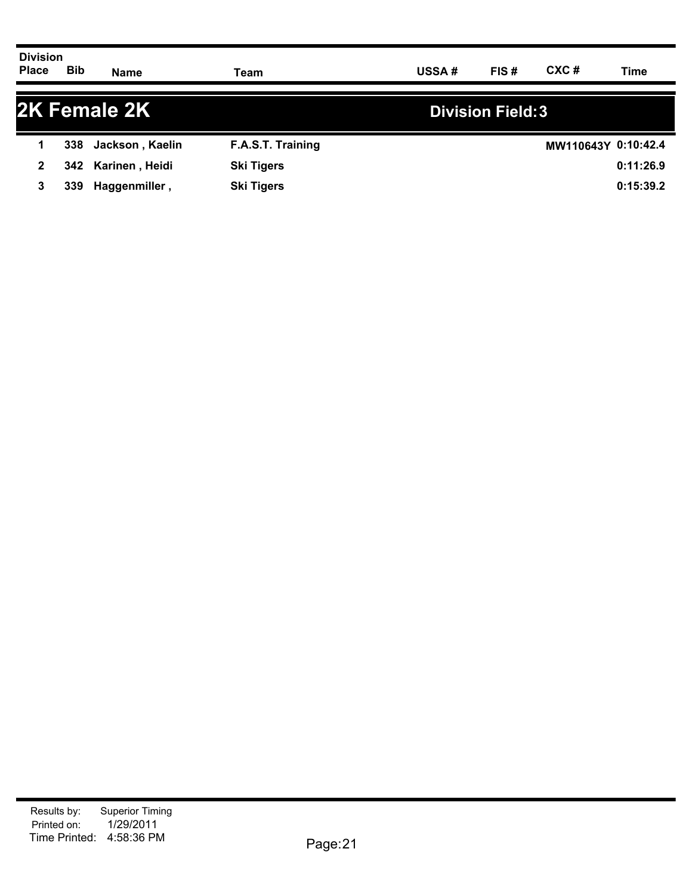## 2K Female 2K

**Division Field: 3**

| Division Place | Bib | Name | Team | USSA # | FIS # | CXC # | Time |
|---|---|---|---|---|---|---|---|
| 1 | 338 | Jackson , Kaelin | F.A.S.T. Training | | | MW110643Y | 0:10:42.4 |
| 2 | 342 | Karinen , Heidi | Ski Tigers | | | | 0:11:26.9 |
| 3 | 339 | Haggenmiller , | Ski Tigers | | | | 0:15:39.2 |

Results by: Superior Timing
Printed on: 1/29/2011
Time Printed: 4:58:36 PM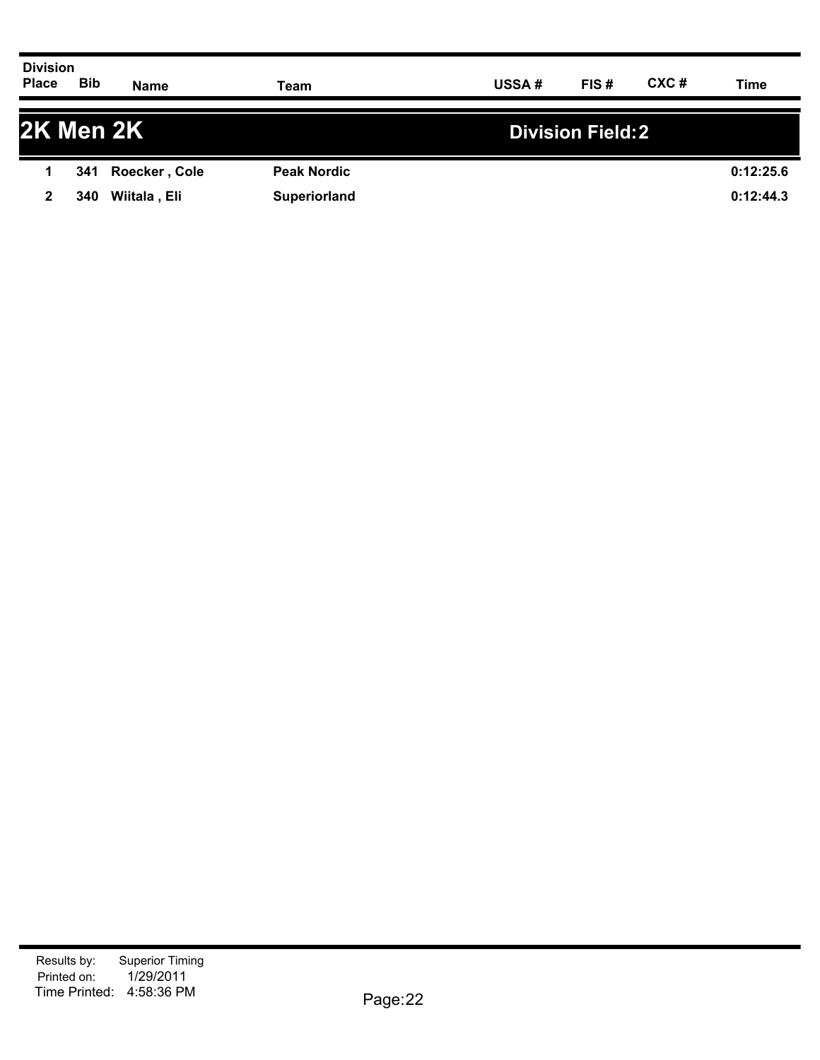| Division Place | Bib | Name | Team | USSA # | FIS # | CXC # | Time |
|---|---|---|---|---|---|---|---|

## 2K Men 2K

**Division Field: 2**

| Division Place | Bib | Name | Team | USSA # | FIS # | CXC # | Time |
|---|---|---|---|---|---|---|---|
| 1 | 341 | Roecker , Cole | Peak Nordic | | | | 0:12:25.6 |
| 2 | 340 | Wiitala , Eli | Superiorland | | | | 0:12:44.3 |

Results by: Superior Timing
Printed on: 1/29/2011
Time Printed: 4:58:36 PM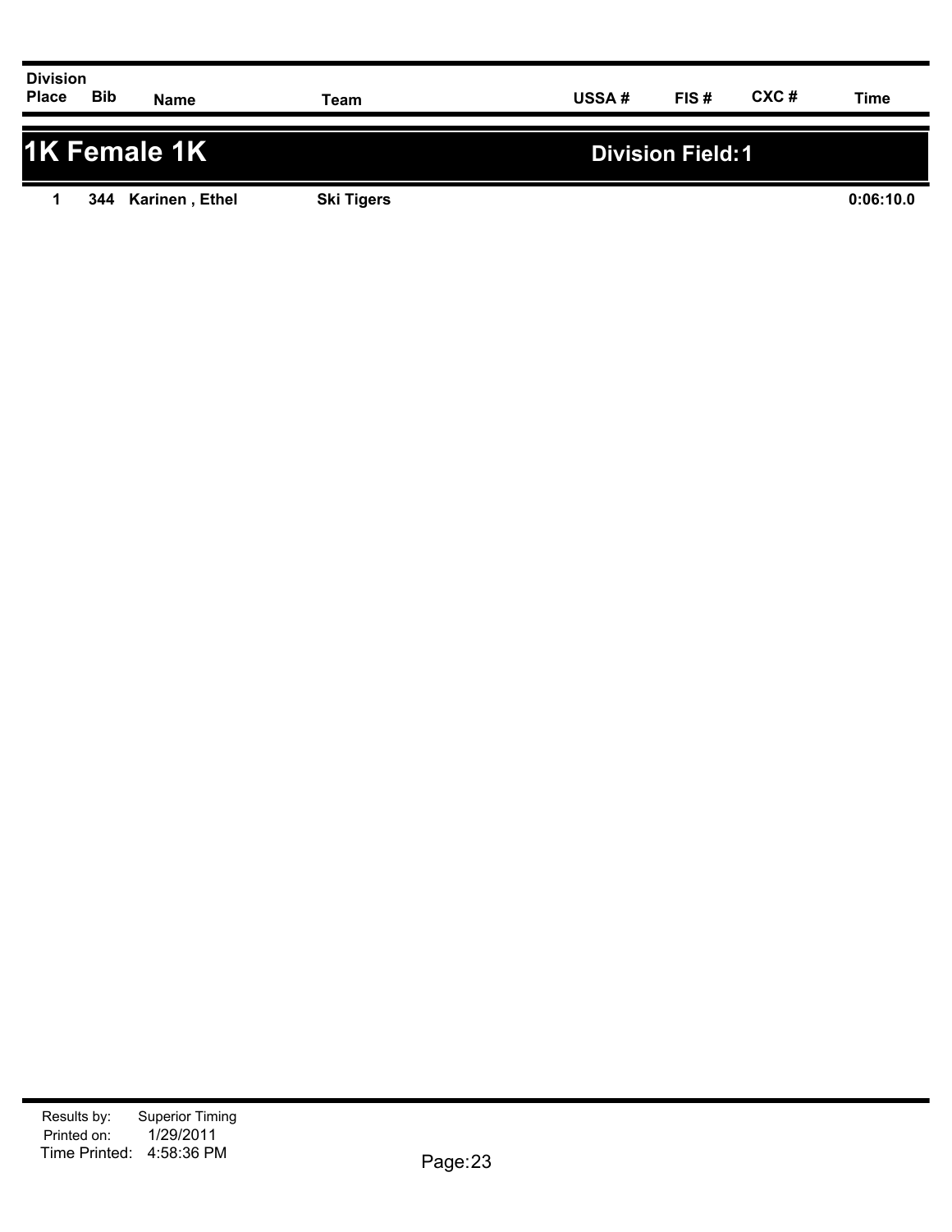| Division Place | Bib | Name | Team | USSA # | FIS # | CXC # | Time |
|---|---|---|---|---|---|---|---|

## 1K Female 1K

**Division Field: 1**

| Division Place | Bib | Name | Team | USSA # | FIS # | CXC # | Time |
|---|---|---|---|---|---|---|---|
| 1 | 344 | Karinen , Ethel | Ski Tigers | | | | 0:06:10.0 |

Results by: Superior Timing
Printed on: 1/29/2011
Time Printed: 4:58:36 PM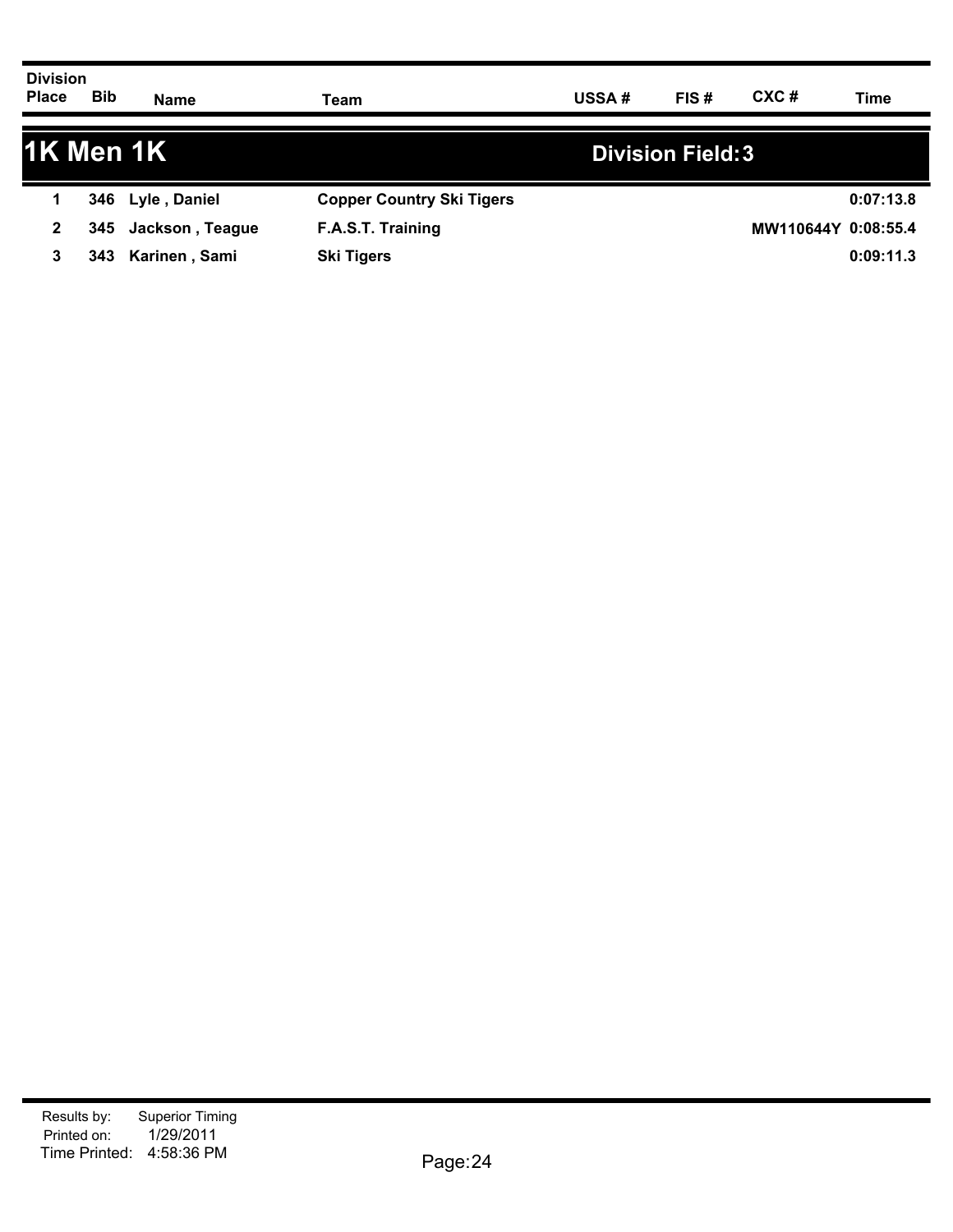| Division Place | Bib | Name | Team | USSA # | FIS # | CXC # | Time |
|---|---|---|---|---|---|---|---|

## 1K Men 1K

**Division Field: 3**

| Division Place | Bib | Name | Team | USSA # | FIS # | CXC # | Time |
|---|---|---|---|---|---|---|---|
| 1 | 346 | Lyle , Daniel | Copper Country Ski Tigers | | | | 0:07:13.8 |
| 2 | 345 | Jackson , Teague | F.A.S.T. Training | | | MW110644Y | 0:08:55.4 |
| 3 | 343 | Karinen , Sami | Ski Tigers | | | | 0:09:11.3 |

Results by: Superior Timing
Printed on: 1/29/2011
Time Printed: 4:58:36 PM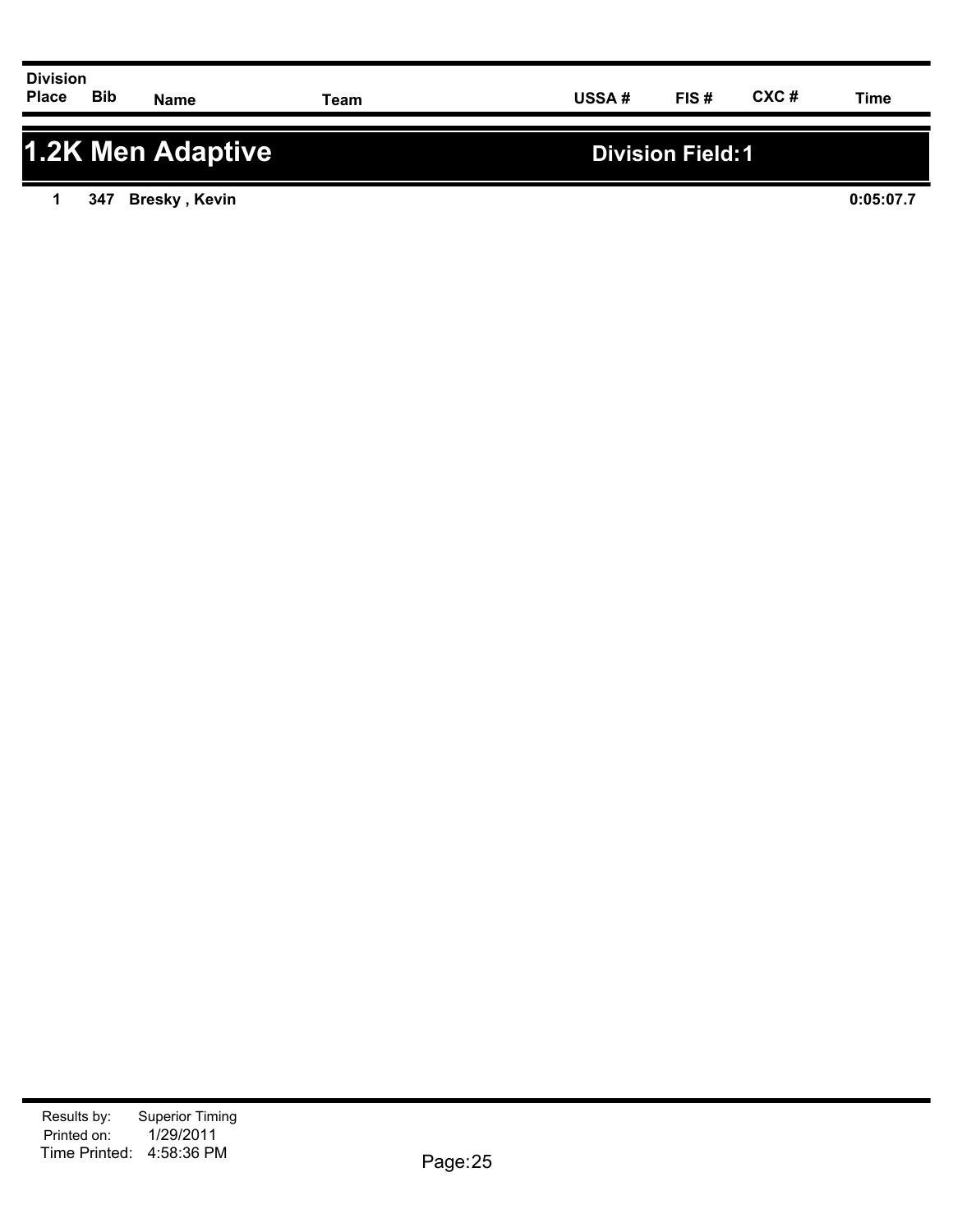| Division Place | Bib | Name | Team | USSA # | FIS # | CXC # | Time |
|---|---|---|---|---|---|---|---|
| **1.2K Men Adaptive** | | | | **Division Field: 1** | | | |
| 1 | 347 | Bresky , Kevin | | | | | 0:05:07.7 |

Results by: Superior Timing
Printed on: 1/29/2011
Time Printed: 4:58:36 PM